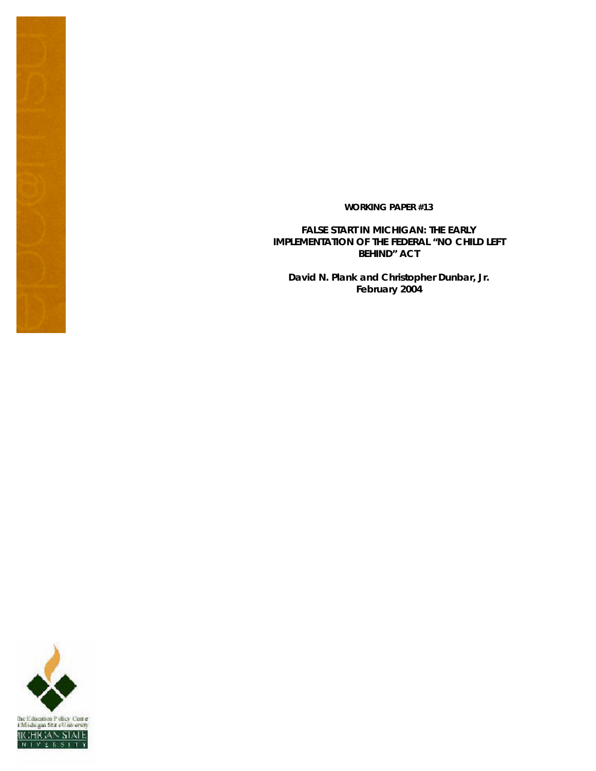**WORKING PAPER #13**

# FALSE START IN MICHIGAN: THE EARLY IMPLEMENTATION OF THE FEDERAL "NO CHILD LEFT BEHIND" ACT

**David N. Plank and Christopher Dunbar, Jr.**
**February 2004**

The Education Policy Center
at Michigan State University
MICHIGAN STATE
UNIVERSITY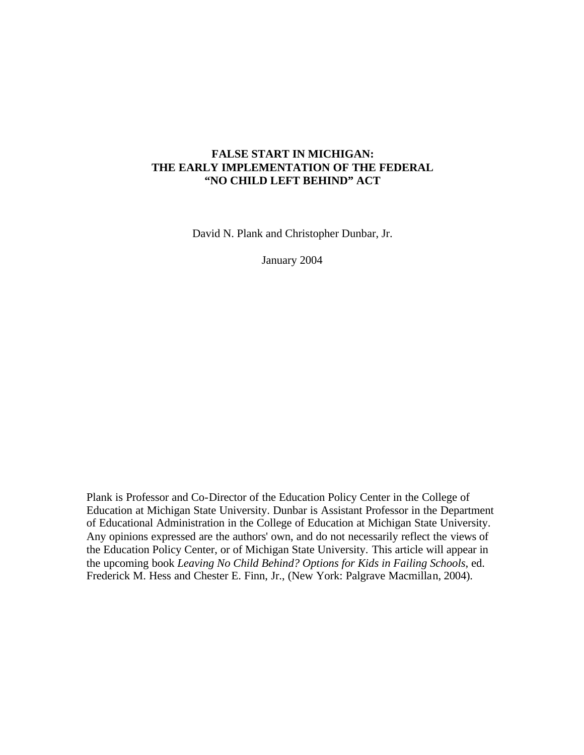# FALSE START IN MICHIGAN: THE EARLY IMPLEMENTATION OF THE FEDERAL "NO CHILD LEFT BEHIND" ACT

David N. Plank and Christopher Dunbar, Jr.

January 2004

Plank is Professor and Co-Director of the Education Policy Center in the College of Education at Michigan State University. Dunbar is Assistant Professor in the Department of Educational Administration in the College of Education at Michigan State University. Any opinions expressed are the authors' own, and do not necessarily reflect the views of the Education Policy Center, or of Michigan State University. This article will appear in the upcoming book *Leaving No Child Behind? Options for Kids in Failing Schools*, ed. Frederick M. Hess and Chester E. Finn, Jr., (New York: Palgrave Macmillan, 2004).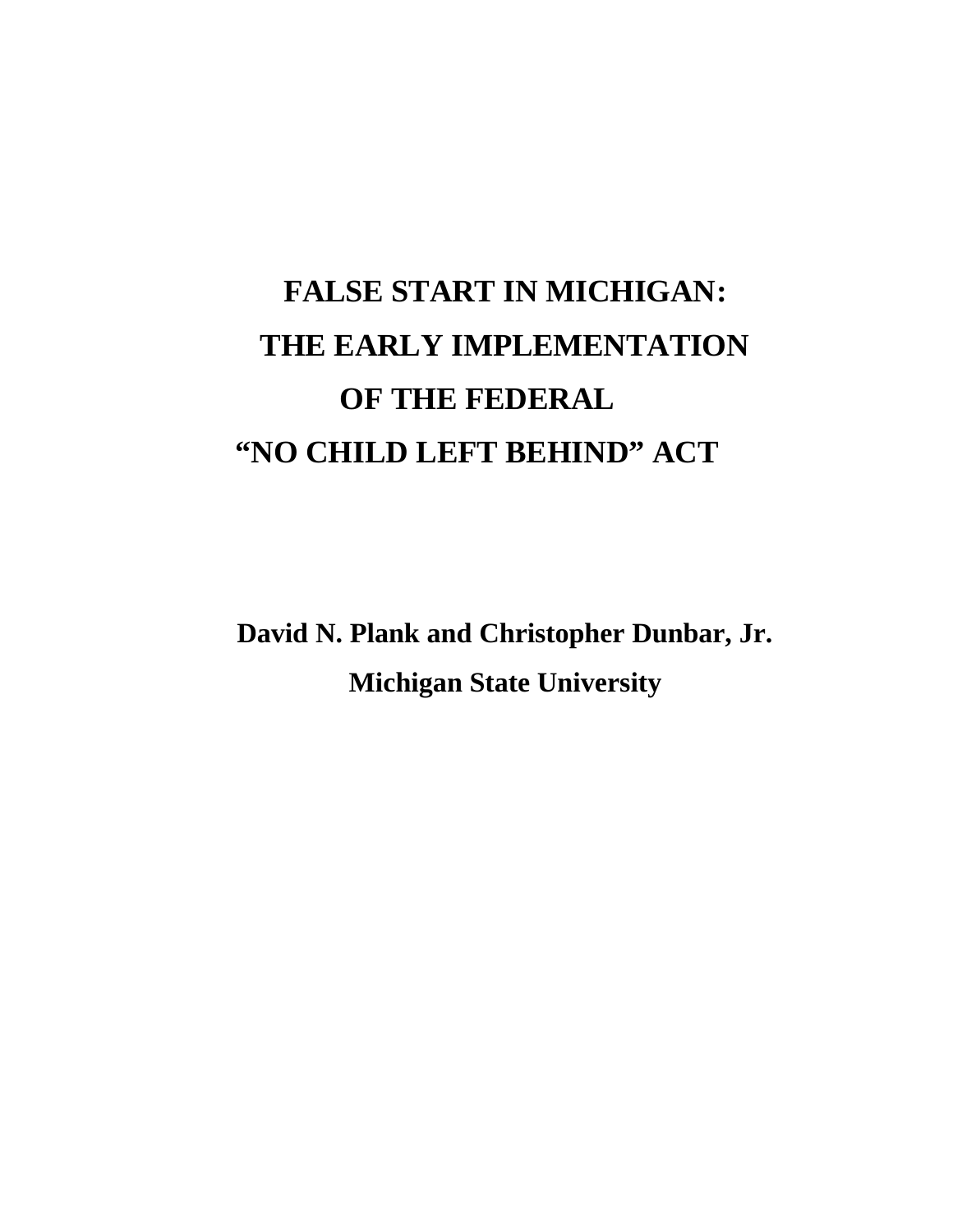# FALSE START IN MICHIGAN: THE EARLY IMPLEMENTATION OF THE FEDERAL "NO CHILD LEFT BEHIND" ACT

**David N. Plank and Christopher Dunbar, Jr.**

**Michigan State University**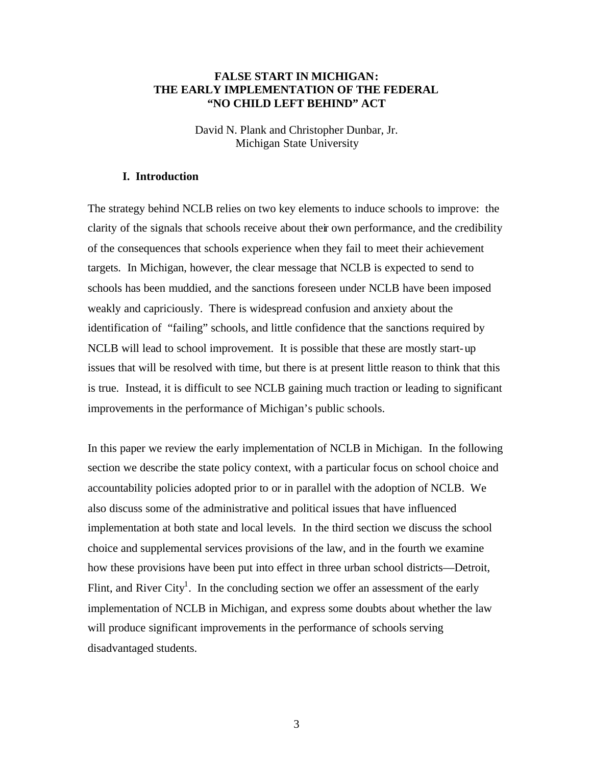# FALSE START IN MICHIGAN: THE EARLY IMPLEMENTATION OF THE FEDERAL "NO CHILD LEFT BEHIND" ACT

David N. Plank and Christopher Dunbar, Jr.
Michigan State University

## I. Introduction

The strategy behind NCLB relies on two key elements to induce schools to improve: the clarity of the signals that schools receive about their own performance, and the credibility of the consequences that schools experience when they fail to meet their achievement targets. In Michigan, however, the clear message that NCLB is expected to send to schools has been muddied, and the sanctions foreseen under NCLB have been imposed weakly and capriciously. There is widespread confusion and anxiety about the identification of "failing" schools, and little confidence that the sanctions required by NCLB will lead to school improvement. It is possible that these are mostly start-up issues that will be resolved with time, but there is at present little reason to think that this is true. Instead, it is difficult to see NCLB gaining much traction or leading to significant improvements in the performance of Michigan's public schools.

In this paper we review the early implementation of NCLB in Michigan. In the following section we describe the state policy context, with a particular focus on school choice and accountability policies adopted prior to or in parallel with the adoption of NCLB. We also discuss some of the administrative and political issues that have influenced implementation at both state and local levels. In the third section we discuss the school choice and supplemental services provisions of the law, and in the fourth we examine how these provisions have been put into effect in three urban school districts—Detroit, Flint, and River City[1]. In the concluding section we offer an assessment of the early implementation of NCLB in Michigan, and express some doubts about whether the law will produce significant improvements in the performance of schools serving disadvantaged students.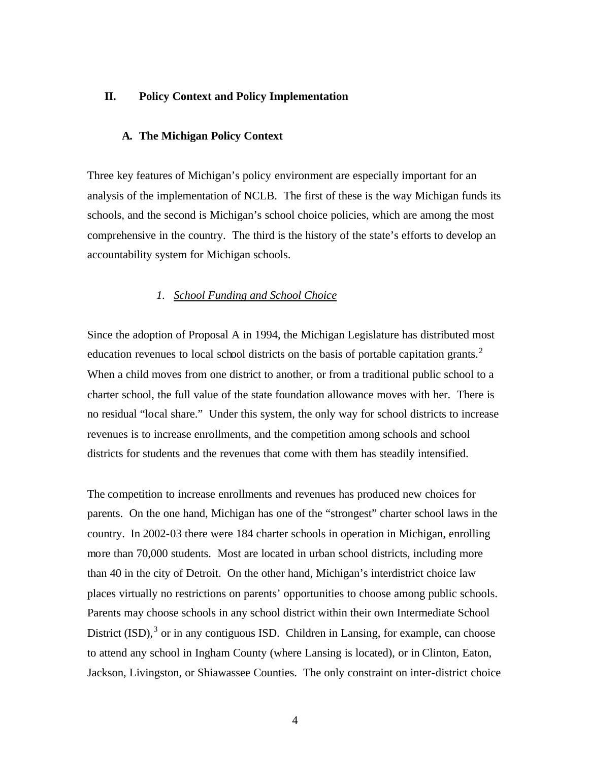## II. Policy Context and Policy Implementation

### A. The Michigan Policy Context

Three key features of Michigan's policy environment are especially important for an analysis of the implementation of NCLB. The first of these is the way Michigan funds its schools, and the second is Michigan's school choice policies, which are among the most comprehensive in the country. The third is the history of the state's efforts to develop an accountability system for Michigan schools.

#### *1. School Funding and School Choice*

Since the adoption of Proposal A in 1994, the Michigan Legislature has distributed most education revenues to local school districts on the basis of portable capitation grants.[2] When a child moves from one district to another, or from a traditional public school to a charter school, the full value of the state foundation allowance moves with her. There is no residual "local share." Under this system, the only way for school districts to increase revenues is to increase enrollments, and the competition among schools and school districts for students and the revenues that come with them has steadily intensified.

The competition to increase enrollments and revenues has produced new choices for parents. On the one hand, Michigan has one of the "strongest" charter school laws in the country. In 2002-03 there were 184 charter schools in operation in Michigan, enrolling more than 70,000 students. Most are located in urban school districts, including more than 40 in the city of Detroit. On the other hand, Michigan's interdistrict choice law places virtually no restrictions on parents' opportunities to choose among public schools. Parents may choose schools in any school district within their own Intermediate School District (ISD),[3] or in any contiguous ISD. Children in Lansing, for example, can choose to attend any school in Ingham County (where Lansing is located), or in Clinton, Eaton, Jackson, Livingston, or Shiawassee Counties. The only constraint on inter-district choice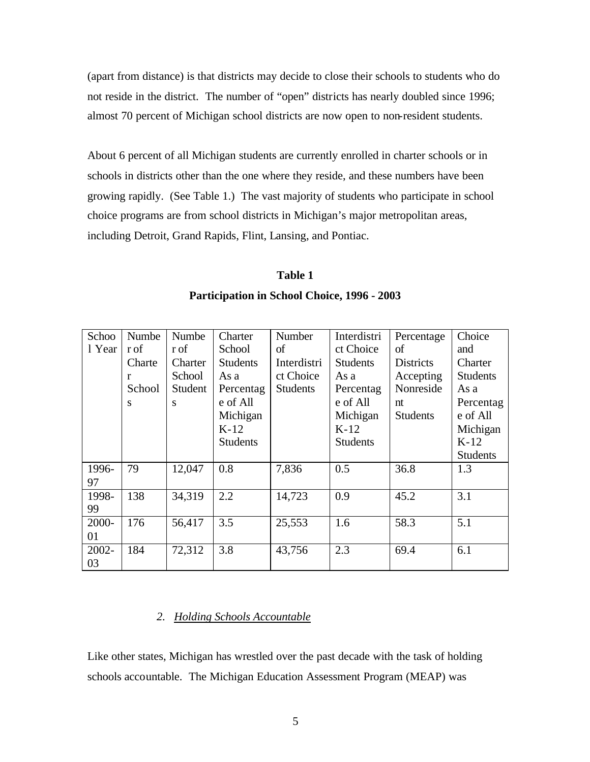(apart from distance) is that districts may decide to close their schools to students who do not reside in the district. The number of "open" districts has nearly doubled since 1996; almost 70 percent of Michigan school districts are now open to non-resident students.

About 6 percent of all Michigan students are currently enrolled in charter schools or in schools in districts other than the one where they reside, and these numbers have been growing rapidly. (See Table 1.) The vast majority of students who participate in school choice programs are from school districts in Michigan's major metropolitan areas, including Detroit, Grand Rapids, Flint, Lansing, and Pontiac.

**Table 1**

**Participation in School Choice, 1996 - 2003**

| School Year | Number of Charter Schools | Number of Charter School Students | Charter School Students As a Percentage of All Michigan K-12 Students | Number of Interdistrict Choice Students | Interdistrict Choice Students As a Percentage of All Michigan K-12 Students | Percentage of Districts Accepting Nonresident Students | Choice and Charter Students As a Percentage of All Michigan K-12 Students |
|---|---|---|---|---|---|---|---|
| 1996-97 | 79 | 12,047 | 0.8 | 7,836 | 0.5 | 36.8 | 1.3 |
| 1998-99 | 138 | 34,319 | 2.2 | 14,723 | 0.9 | 45.2 | 3.1 |
| 2000-01 | 176 | 56,417 | 3.5 | 25,553 | 1.6 | 58.3 | 5.1 |
| 2002-03 | 184 | 72,312 | 3.8 | 43,756 | 2.3 | 69.4 | 6.1 |

*2. Holding Schools Accountable*

Like other states, Michigan has wrestled over the past decade with the task of holding schools accountable. The Michigan Education Assessment Program (MEAP) was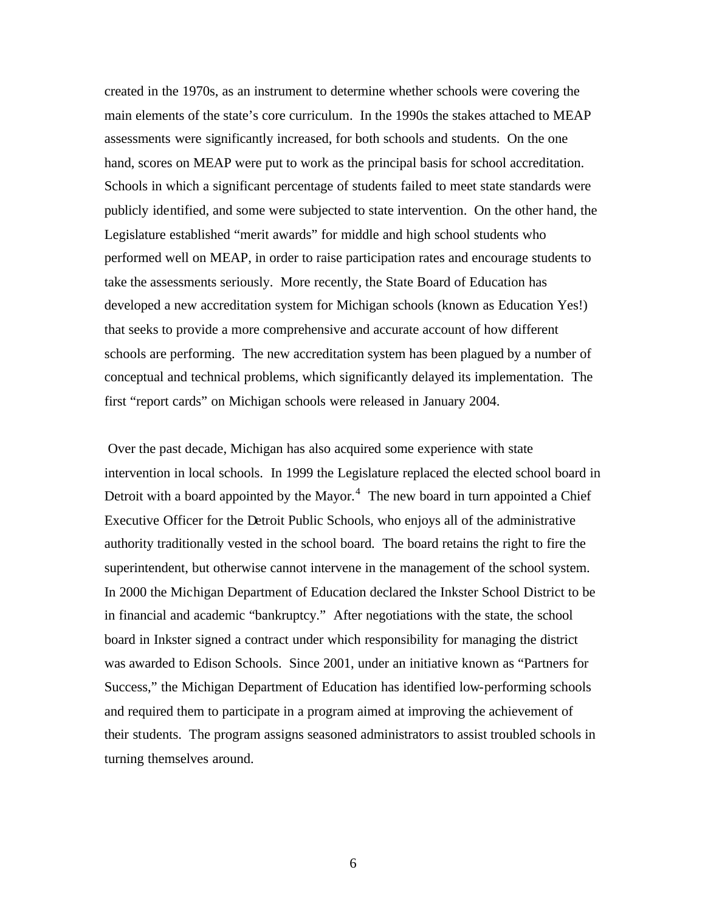created in the 1970s, as an instrument to determine whether schools were covering the main elements of the state's core curriculum. In the 1990s the stakes attached to MEAP assessments were significantly increased, for both schools and students. On the one hand, scores on MEAP were put to work as the principal basis for school accreditation. Schools in which a significant percentage of students failed to meet state standards were publicly identified, and some were subjected to state intervention. On the other hand, the Legislature established "merit awards" for middle and high school students who performed well on MEAP, in order to raise participation rates and encourage students to take the assessments seriously. More recently, the State Board of Education has developed a new accreditation system for Michigan schools (known as Education Yes!) that seeks to provide a more comprehensive and accurate account of how different schools are performing. The new accreditation system has been plagued by a number of conceptual and technical problems, which significantly delayed its implementation. The first "report cards" on Michigan schools were released in January 2004.

Over the past decade, Michigan has also acquired some experience with state intervention in local schools. In 1999 the Legislature replaced the elected school board in Detroit with a board appointed by the Mayor.[4] The new board in turn appointed a Chief Executive Officer for the Detroit Public Schools, who enjoys all of the administrative authority traditionally vested in the school board. The board retains the right to fire the superintendent, but otherwise cannot intervene in the management of the school system. In 2000 the Michigan Department of Education declared the Inkster School District to be in financial and academic "bankruptcy." After negotiations with the state, the school board in Inkster signed a contract under which responsibility for managing the district was awarded to Edison Schools. Since 2001, under an initiative known as "Partners for Success," the Michigan Department of Education has identified low-performing schools and required them to participate in a program aimed at improving the achievement of their students. The program assigns seasoned administrators to assist troubled schools in turning themselves around.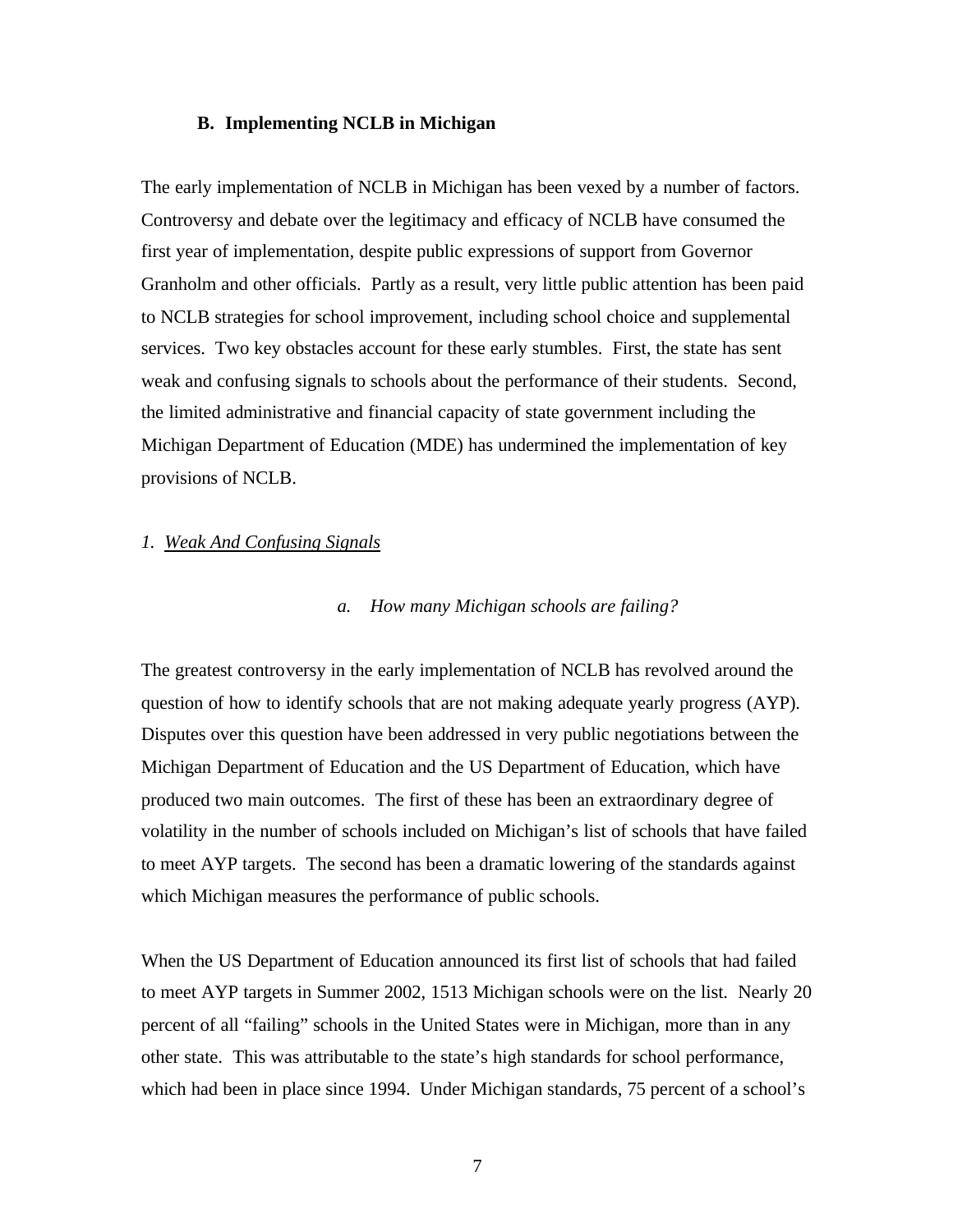### B. Implementing NCLB in Michigan

The early implementation of NCLB in Michigan has been vexed by a number of factors. Controversy and debate over the legitimacy and efficacy of NCLB have consumed the first year of implementation, despite public expressions of support from Governor Granholm and other officials. Partly as a result, very little public attention has been paid to NCLB strategies for school improvement, including school choice and supplemental services. Two key obstacles account for these early stumbles. First, the state has sent weak and confusing signals to schools about the performance of their students. Second, the limited administrative and financial capacity of state government including the Michigan Department of Education (MDE) has undermined the implementation of key provisions of NCLB.

#### *1. Weak And Confusing Signals*

##### *a. How many Michigan schools are failing?*

The greatest controversy in the early implementation of NCLB has revolved around the question of how to identify schools that are not making adequate yearly progress (AYP). Disputes over this question have been addressed in very public negotiations between the Michigan Department of Education and the US Department of Education, which have produced two main outcomes. The first of these has been an extraordinary degree of volatility in the number of schools included on Michigan's list of schools that have failed to meet AYP targets. The second has been a dramatic lowering of the standards against which Michigan measures the performance of public schools.

When the US Department of Education announced its first list of schools that had failed to meet AYP targets in Summer 2002, 1513 Michigan schools were on the list. Nearly 20 percent of all "failing" schools in the United States were in Michigan, more than in any other state. This was attributable to the state's high standards for school performance, which had been in place since 1994. Under Michigan standards, 75 percent of a school's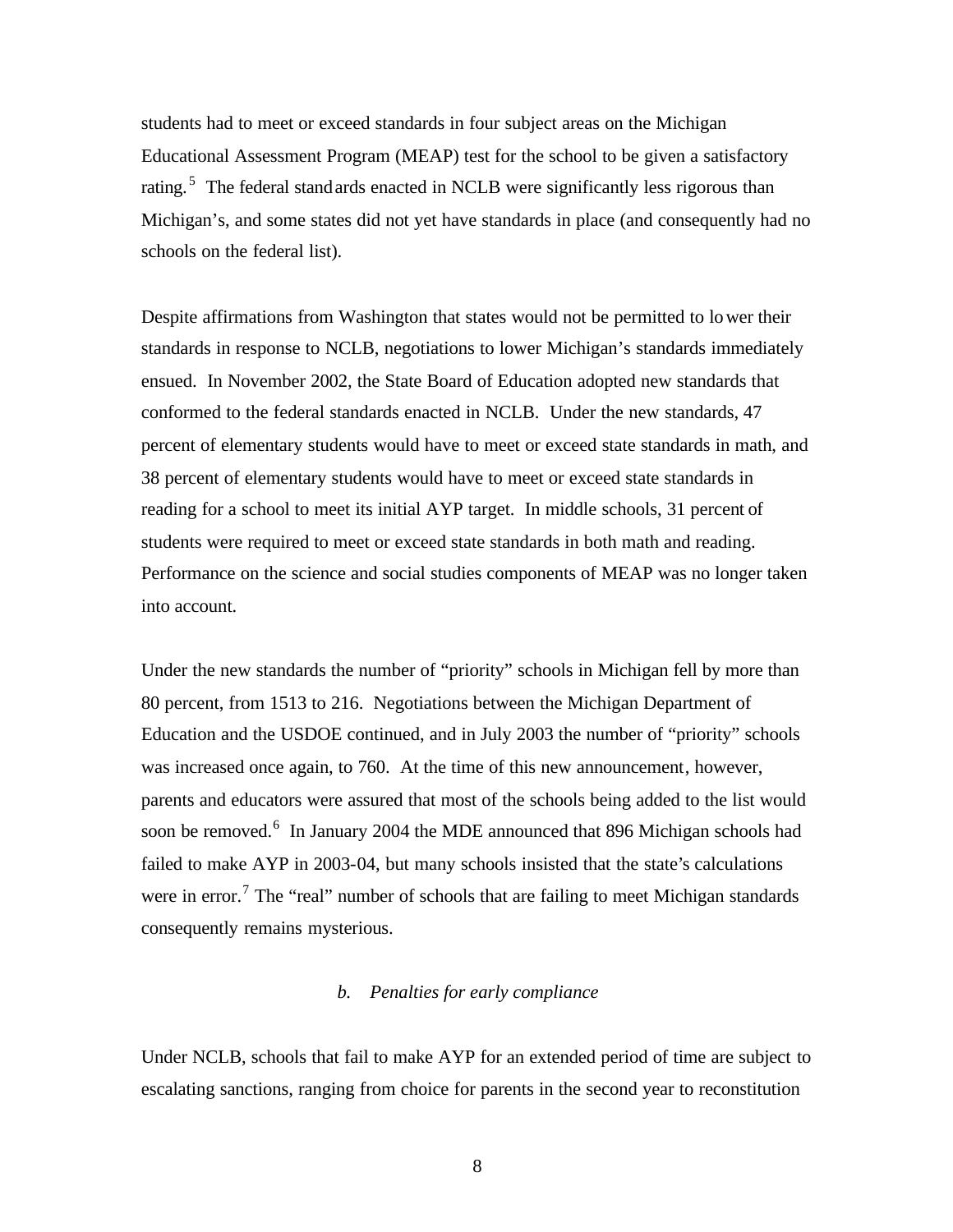students had to meet or exceed standards in four subject areas on the Michigan Educational Assessment Program (MEAP) test for the school to be given a satisfactory rating.[5] The federal standards enacted in NCLB were significantly less rigorous than Michigan's, and some states did not yet have standards in place (and consequently had no schools on the federal list).

Despite affirmations from Washington that states would not be permitted to lower their standards in response to NCLB, negotiations to lower Michigan's standards immediately ensued. In November 2002, the State Board of Education adopted new standards that conformed to the federal standards enacted in NCLB. Under the new standards, 47 percent of elementary students would have to meet or exceed state standards in math, and 38 percent of elementary students would have to meet or exceed state standards in reading for a school to meet its initial AYP target. In middle schools, 31 percent of students were required to meet or exceed state standards in both math and reading. Performance on the science and social studies components of MEAP was no longer taken into account.

Under the new standards the number of "priority" schools in Michigan fell by more than 80 percent, from 1513 to 216. Negotiations between the Michigan Department of Education and the USDOE continued, and in July 2003 the number of "priority" schools was increased once again, to 760. At the time of this new announcement, however, parents and educators were assured that most of the schools being added to the list would soon be removed.[6] In January 2004 the MDE announced that 896 Michigan schools had failed to make AYP in 2003-04, but many schools insisted that the state's calculations were in error.[7] The "real" number of schools that are failing to meet Michigan standards consequently remains mysterious.

### *b. Penalties for early compliance*

Under NCLB, schools that fail to make AYP for an extended period of time are subject to escalating sanctions, ranging from choice for parents in the second year to reconstitution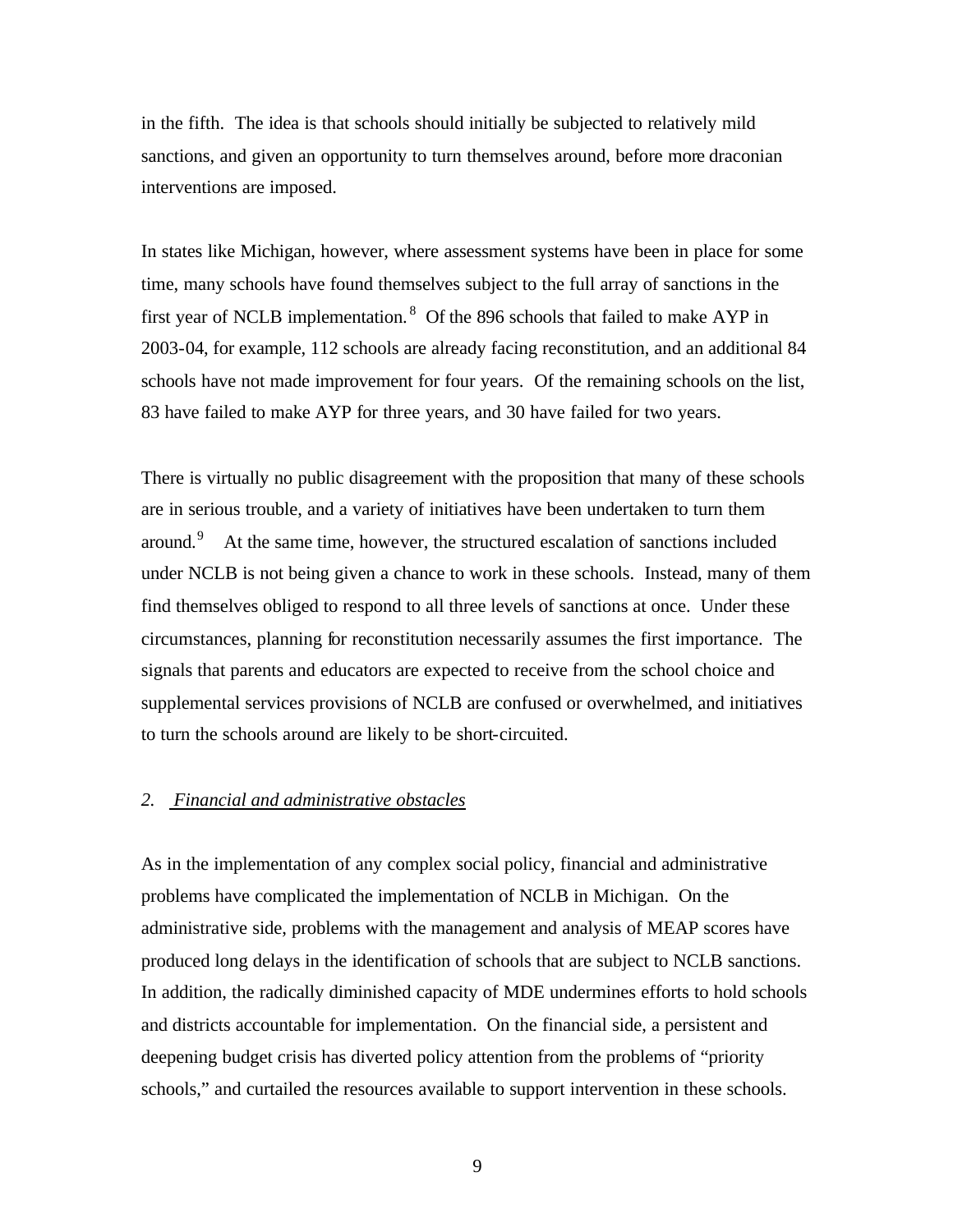in the fifth. The idea is that schools should initially be subjected to relatively mild sanctions, and given an opportunity to turn themselves around, before more draconian interventions are imposed.

In states like Michigan, however, where assessment systems have been in place for some time, many schools have found themselves subject to the full array of sanctions in the first year of NCLB implementation.[8] Of the 896 schools that failed to make AYP in 2003-04, for example, 112 schools are already facing reconstitution, and an additional 84 schools have not made improvement for four years. Of the remaining schools on the list, 83 have failed to make AYP for three years, and 30 have failed for two years.

There is virtually no public disagreement with the proposition that many of these schools are in serious trouble, and a variety of initiatives have been undertaken to turn them around.[9] At the same time, however, the structured escalation of sanctions included under NCLB is not being given a chance to work in these schools. Instead, many of them find themselves obliged to respond to all three levels of sanctions at once. Under these circumstances, planning for reconstitution necessarily assumes the first importance. The signals that parents and educators are expected to receive from the school choice and supplemental services provisions of NCLB are confused or overwhelmed, and initiatives to turn the schools around are likely to be short-circuited.

### *2. Financial and administrative obstacles*

As in the implementation of any complex social policy, financial and administrative problems have complicated the implementation of NCLB in Michigan. On the administrative side, problems with the management and analysis of MEAP scores have produced long delays in the identification of schools that are subject to NCLB sanctions. In addition, the radically diminished capacity of MDE undermines efforts to hold schools and districts accountable for implementation. On the financial side, a persistent and deepening budget crisis has diverted policy attention from the problems of "priority schools," and curtailed the resources available to support intervention in these schools.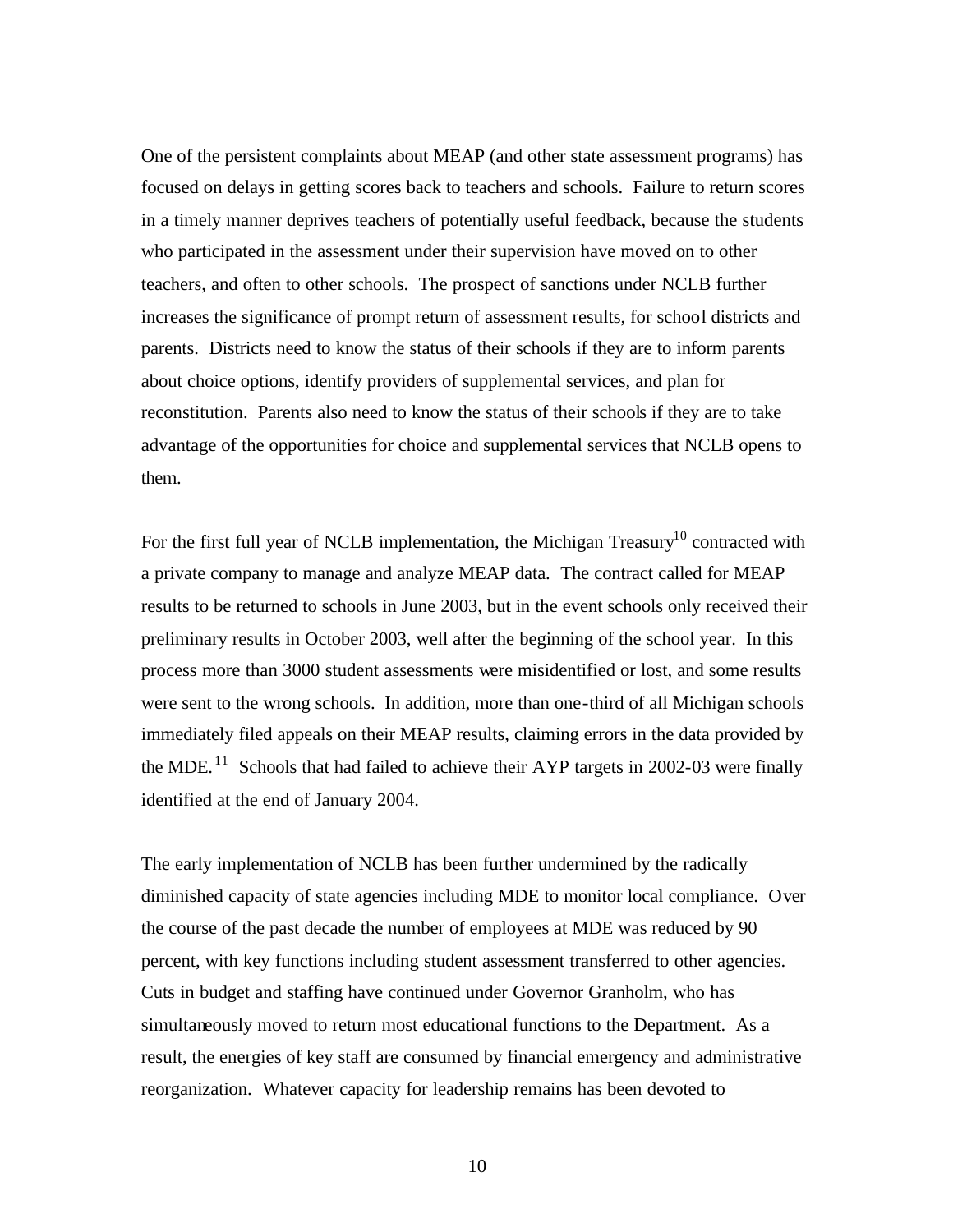One of the persistent complaints about MEAP (and other state assessment programs) has focused on delays in getting scores back to teachers and schools. Failure to return scores in a timely manner deprives teachers of potentially useful feedback, because the students who participated in the assessment under their supervision have moved on to other teachers, and often to other schools. The prospect of sanctions under NCLB further increases the significance of prompt return of assessment results, for school districts and parents. Districts need to know the status of their schools if they are to inform parents about choice options, identify providers of supplemental services, and plan for reconstitution. Parents also need to know the status of their schools if they are to take advantage of the opportunities for choice and supplemental services that NCLB opens to them.

For the first full year of NCLB implementation, the Michigan Treasury[10] contracted with a private company to manage and analyze MEAP data. The contract called for MEAP results to be returned to schools in June 2003, but in the event schools only received their preliminary results in October 2003, well after the beginning of the school year. In this process more than 3000 student assessments were misidentified or lost, and some results were sent to the wrong schools. In addition, more than one-third of all Michigan schools immediately filed appeals on their MEAP results, claiming errors in the data provided by the MDE.[11] Schools that had failed to achieve their AYP targets in 2002-03 were finally identified at the end of January 2004.

The early implementation of NCLB has been further undermined by the radically diminished capacity of state agencies including MDE to monitor local compliance. Over the course of the past decade the number of employees at MDE was reduced by 90 percent, with key functions including student assessment transferred to other agencies. Cuts in budget and staffing have continued under Governor Granholm, who has simultaneously moved to return most educational functions to the Department. As a result, the energies of key staff are consumed by financial emergency and administrative reorganization. Whatever capacity for leadership remains has been devoted to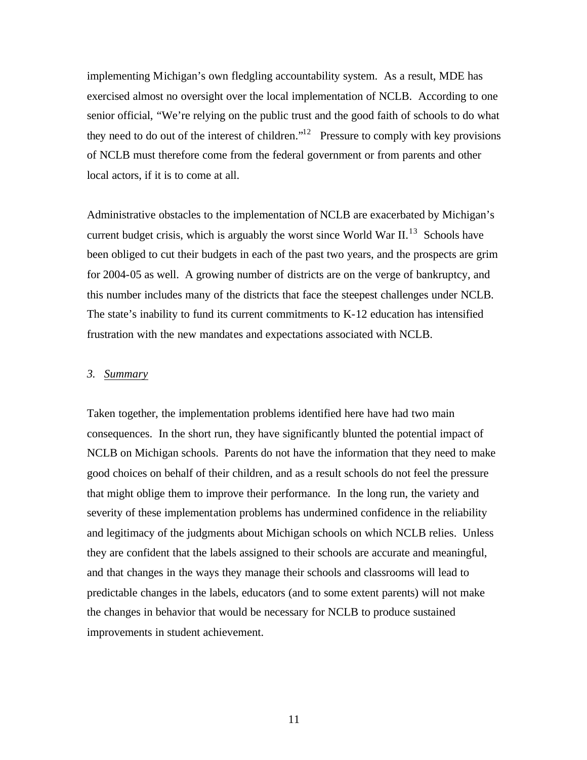implementing Michigan's own fledgling accountability system. As a result, MDE has exercised almost no oversight over the local implementation of NCLB. According to one senior official, "We're relying on the public trust and the good faith of schools to do what they need to do out of the interest of children."[12] Pressure to comply with key provisions of NCLB must therefore come from the federal government or from parents and other local actors, if it is to come at all.

Administrative obstacles to the implementation of NCLB are exacerbated by Michigan's current budget crisis, which is arguably the worst since World War II.[13] Schools have been obliged to cut their budgets in each of the past two years, and the prospects are grim for 2004-05 as well. A growing number of districts are on the verge of bankruptcy, and this number includes many of the districts that face the steepest challenges under NCLB. The state's inability to fund its current commitments to K-12 education has intensified frustration with the new mandates and expectations associated with NCLB.

### *3. Summary*

Taken together, the implementation problems identified here have had two main consequences. In the short run, they have significantly blunted the potential impact of NCLB on Michigan schools. Parents do not have the information that they need to make good choices on behalf of their children, and as a result schools do not feel the pressure that might oblige them to improve their performance. In the long run, the variety and severity of these implementation problems has undermined confidence in the reliability and legitimacy of the judgments about Michigan schools on which NCLB relies. Unless they are confident that the labels assigned to their schools are accurate and meaningful, and that changes in the ways they manage their schools and classrooms will lead to predictable changes in the labels, educators (and to some extent parents) will not make the changes in behavior that would be necessary for NCLB to produce sustained improvements in student achievement.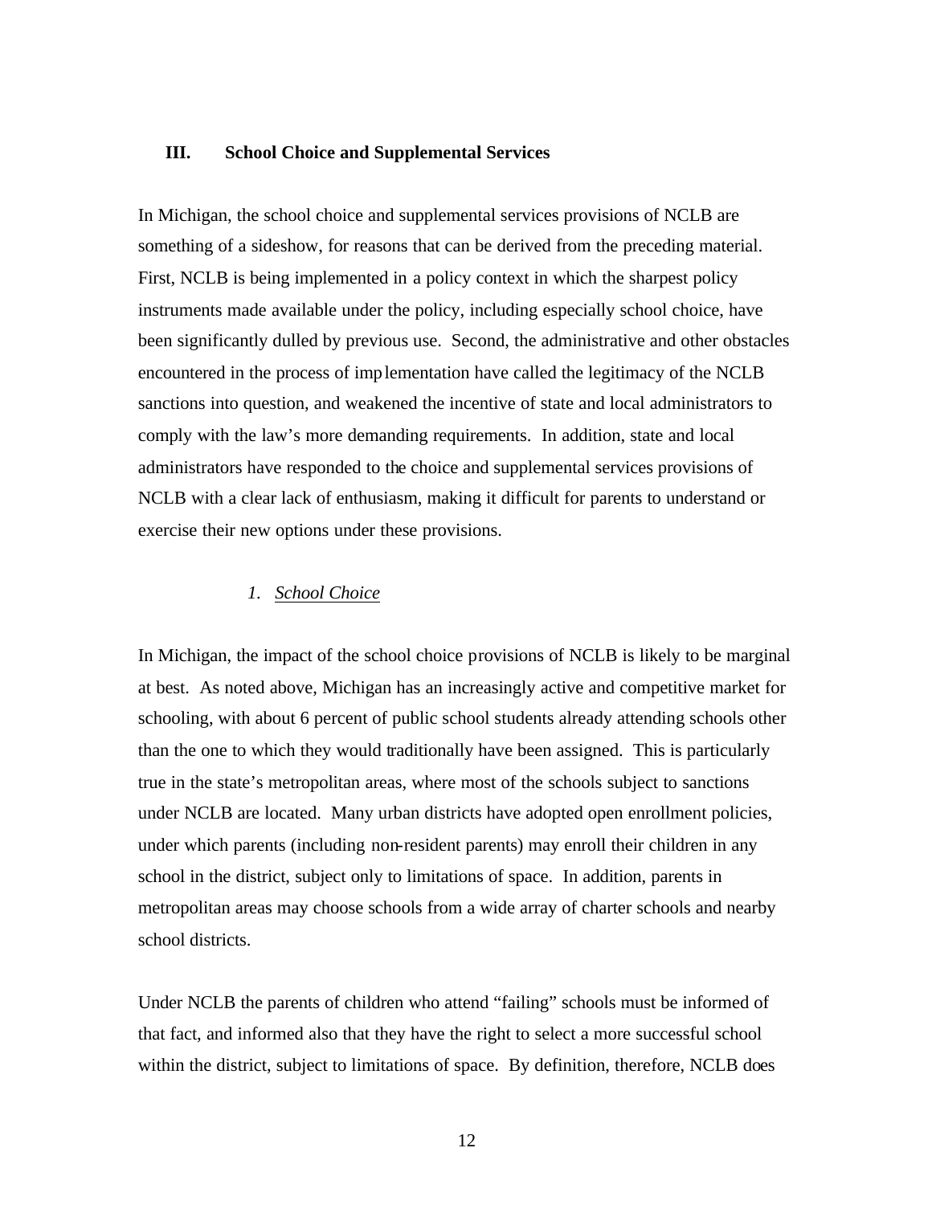## III. School Choice and Supplemental Services

In Michigan, the school choice and supplemental services provisions of NCLB are something of a sideshow, for reasons that can be derived from the preceding material. First, NCLB is being implemented in a policy context in which the sharpest policy instruments made available under the policy, including especially school choice, have been significantly dulled by previous use. Second, the administrative and other obstacles encountered in the process of implementation have called the legitimacy of the NCLB sanctions into question, and weakened the incentive of state and local administrators to comply with the law's more demanding requirements. In addition, state and local administrators have responded to the choice and supplemental services provisions of NCLB with a clear lack of enthusiasm, making it difficult for parents to understand or exercise their new options under these provisions.

### *1. School Choice*

In Michigan, the impact of the school choice provisions of NCLB is likely to be marginal at best. As noted above, Michigan has an increasingly active and competitive market for schooling, with about 6 percent of public school students already attending schools other than the one to which they would traditionally have been assigned. This is particularly true in the state's metropolitan areas, where most of the schools subject to sanctions under NCLB are located. Many urban districts have adopted open enrollment policies, under which parents (including non-resident parents) may enroll their children in any school in the district, subject only to limitations of space. In addition, parents in metropolitan areas may choose schools from a wide array of charter schools and nearby school districts.

Under NCLB the parents of children who attend "failing" schools must be informed of that fact, and informed also that they have the right to select a more successful school within the district, subject to limitations of space. By definition, therefore, NCLB does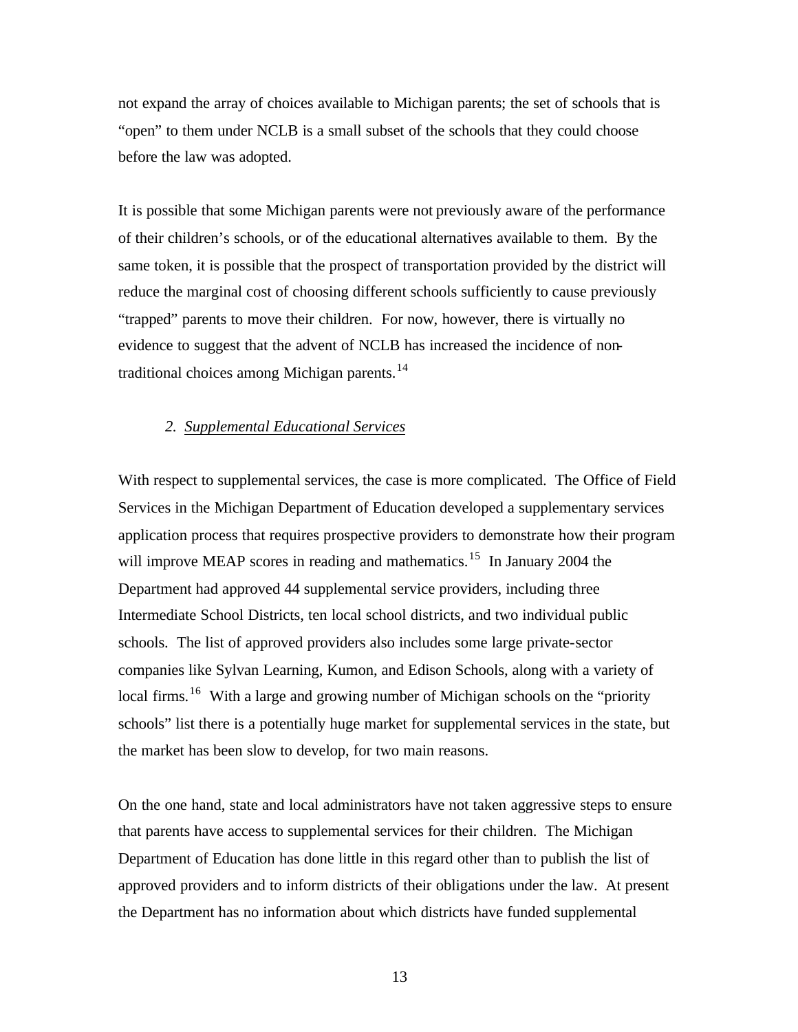not expand the array of choices available to Michigan parents; the set of schools that is "open" to them under NCLB is a small subset of the schools that they could choose before the law was adopted.

It is possible that some Michigan parents were not previously aware of the performance of their children's schools, or of the educational alternatives available to them. By the same token, it is possible that the prospect of transportation provided by the district will reduce the marginal cost of choosing different schools sufficiently to cause previously "trapped" parents to move their children. For now, however, there is virtually no evidence to suggest that the advent of NCLB has increased the incidence of non-traditional choices among Michigan parents.[14]

### *2. Supplemental Educational Services*

With respect to supplemental services, the case is more complicated. The Office of Field Services in the Michigan Department of Education developed a supplementary services application process that requires prospective providers to demonstrate how their program will improve MEAP scores in reading and mathematics.[15] In January 2004 the Department had approved 44 supplemental service providers, including three Intermediate School Districts, ten local school districts, and two individual public schools. The list of approved providers also includes some large private-sector companies like Sylvan Learning, Kumon, and Edison Schools, along with a variety of local firms.[16] With a large and growing number of Michigan schools on the "priority schools" list there is a potentially huge market for supplemental services in the state, but the market has been slow to develop, for two main reasons.

On the one hand, state and local administrators have not taken aggressive steps to ensure that parents have access to supplemental services for their children. The Michigan Department of Education has done little in this regard other than to publish the list of approved providers and to inform districts of their obligations under the law. At present the Department has no information about which districts have funded supplemental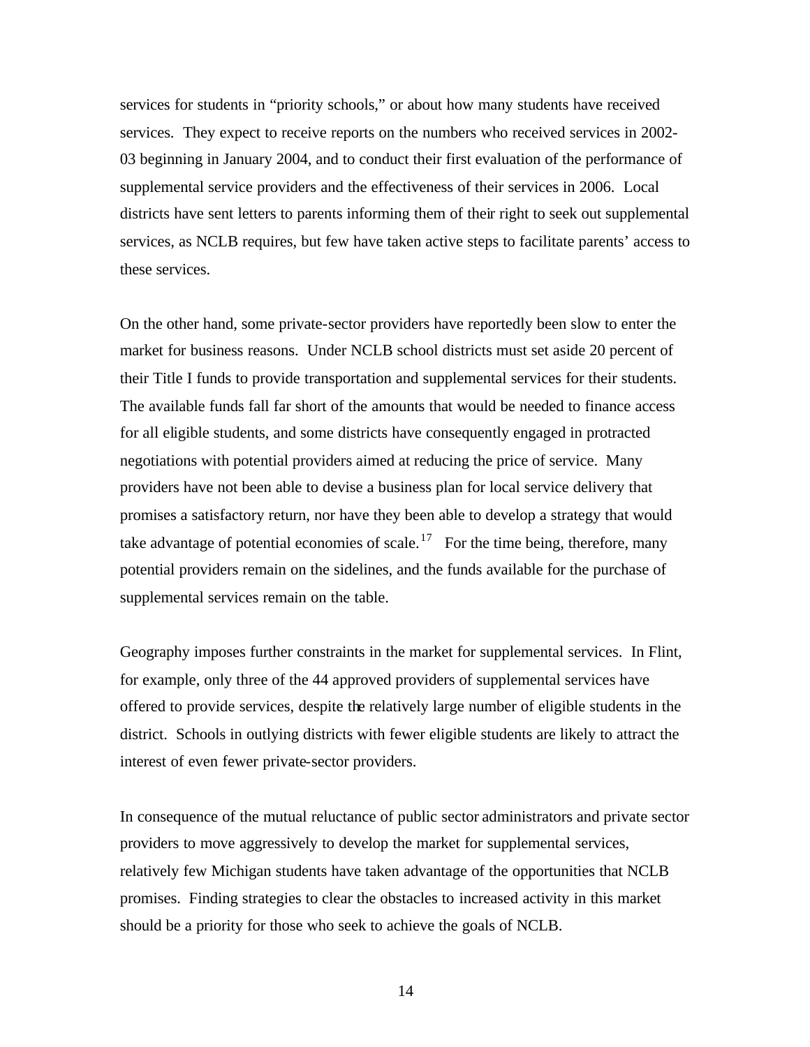services for students in "priority schools," or about how many students have received services. They expect to receive reports on the numbers who received services in 2002-03 beginning in January 2004, and to conduct their first evaluation of the performance of supplemental service providers and the effectiveness of their services in 2006. Local districts have sent letters to parents informing them of their right to seek out supplemental services, as NCLB requires, but few have taken active steps to facilitate parents' access to these services.

On the other hand, some private-sector providers have reportedly been slow to enter the market for business reasons. Under NCLB school districts must set aside 20 percent of their Title I funds to provide transportation and supplemental services for their students. The available funds fall far short of the amounts that would be needed to finance access for all eligible students, and some districts have consequently engaged in protracted negotiations with potential providers aimed at reducing the price of service. Many providers have not been able to devise a business plan for local service delivery that promises a satisfactory return, nor have they been able to develop a strategy that would take advantage of potential economies of scale.[17] For the time being, therefore, many potential providers remain on the sidelines, and the funds available for the purchase of supplemental services remain on the table.

Geography imposes further constraints in the market for supplemental services. In Flint, for example, only three of the 44 approved providers of supplemental services have offered to provide services, despite the relatively large number of eligible students in the district. Schools in outlying districts with fewer eligible students are likely to attract the interest of even fewer private-sector providers.

In consequence of the mutual reluctance of public sector administrators and private sector providers to move aggressively to develop the market for supplemental services, relatively few Michigan students have taken advantage of the opportunities that NCLB promises. Finding strategies to clear the obstacles to increased activity in this market should be a priority for those who seek to achieve the goals of NCLB.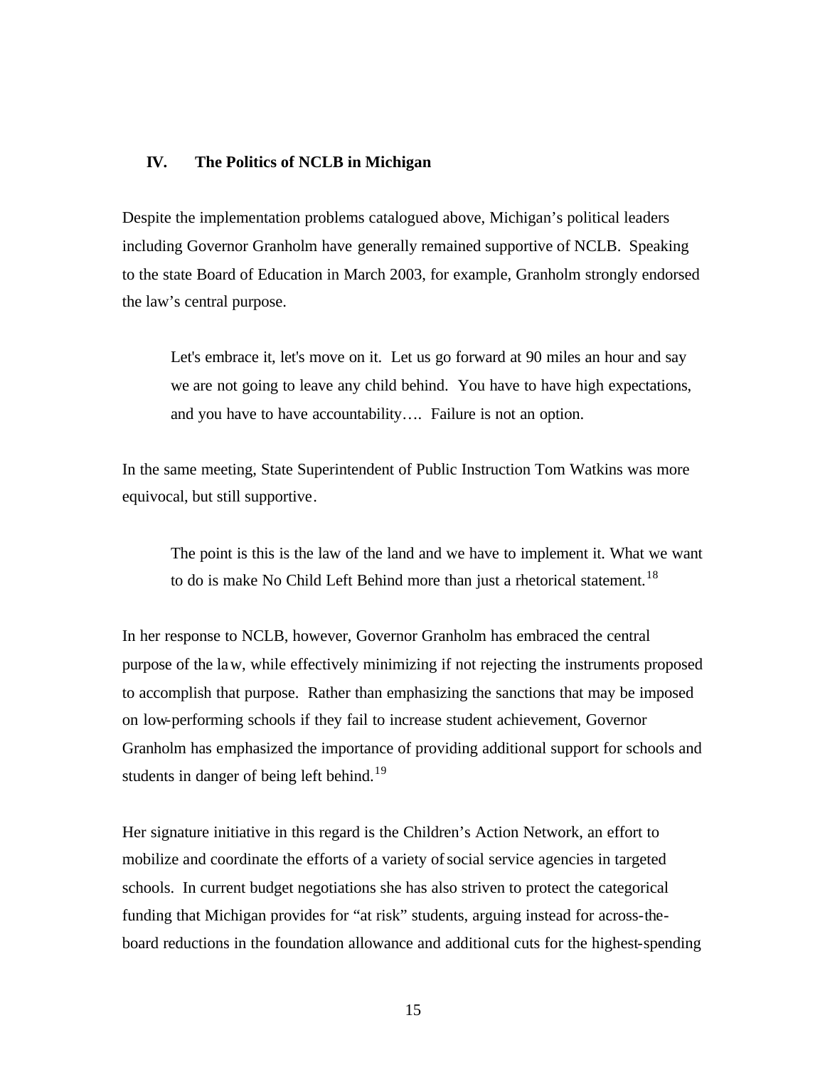## IV. The Politics of NCLB in Michigan

Despite the implementation problems catalogued above, Michigan's political leaders including Governor Granholm have generally remained supportive of NCLB. Speaking to the state Board of Education in March 2003, for example, Granholm strongly endorsed the law's central purpose.

> Let's embrace it, let's move on it. Let us go forward at 90 miles an hour and say we are not going to leave any child behind. You have to have high expectations, and you have to have accountability…. Failure is not an option.

In the same meeting, State Superintendent of Public Instruction Tom Watkins was more equivocal, but still supportive.

> The point is this is the law of the land and we have to implement it. What we want to do is make No Child Left Behind more than just a rhetorical statement.[18]

In her response to NCLB, however, Governor Granholm has embraced the central purpose of the law, while effectively minimizing if not rejecting the instruments proposed to accomplish that purpose. Rather than emphasizing the sanctions that may be imposed on low-performing schools if they fail to increase student achievement, Governor Granholm has emphasized the importance of providing additional support for schools and students in danger of being left behind.[19]

Her signature initiative in this regard is the Children's Action Network, an effort to mobilize and coordinate the efforts of a variety of social service agencies in targeted schools. In current budget negotiations she has also striven to protect the categorical funding that Michigan provides for "at risk" students, arguing instead for across-the-board reductions in the foundation allowance and additional cuts for the highest-spending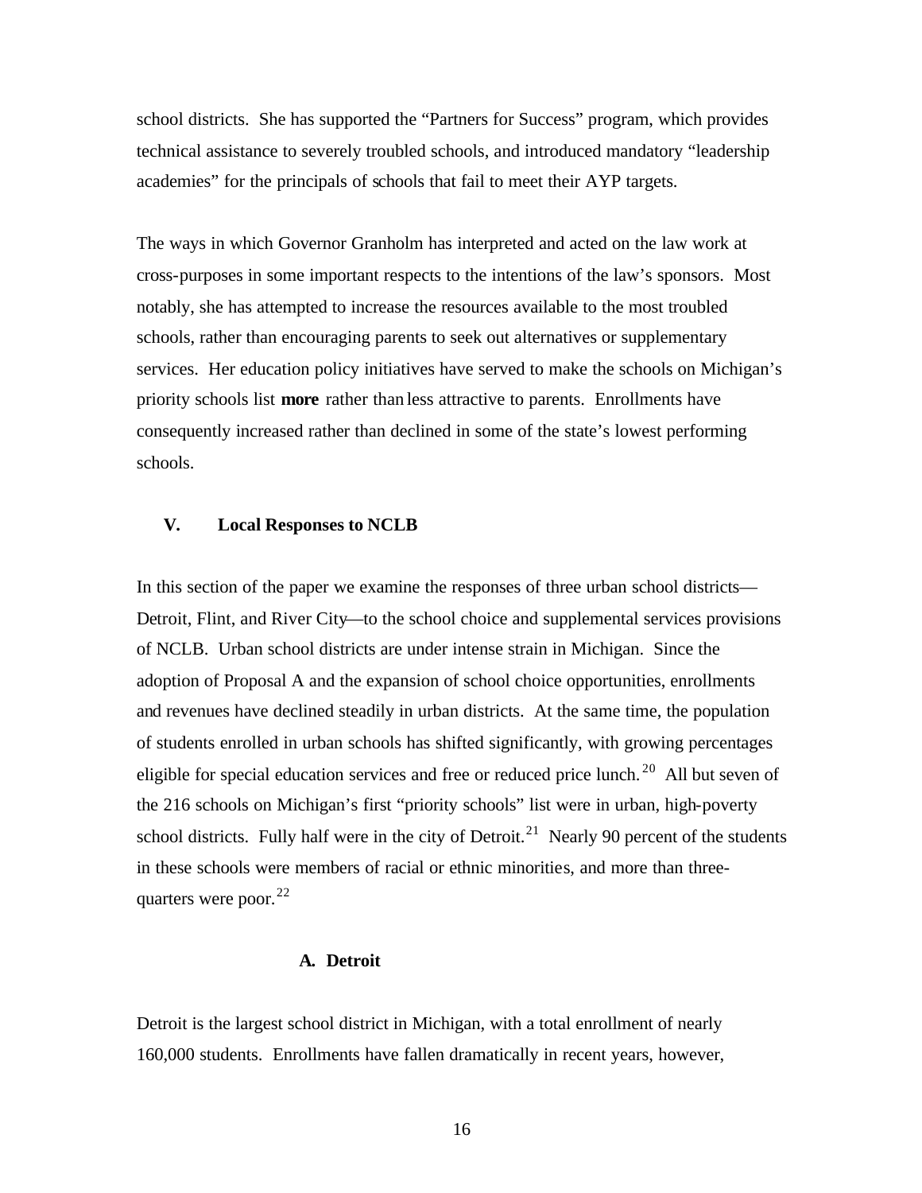school districts. She has supported the "Partners for Success" program, which provides technical assistance to severely troubled schools, and introduced mandatory "leadership academies" for the principals of schools that fail to meet their AYP targets.

The ways in which Governor Granholm has interpreted and acted on the law work at cross-purposes in some important respects to the intentions of the law's sponsors. Most notably, she has attempted to increase the resources available to the most troubled schools, rather than encouraging parents to seek out alternatives or supplementary services. Her education policy initiatives have served to make the schools on Michigan's priority schools list **more** rather than less attractive to parents. Enrollments have consequently increased rather than declined in some of the state's lowest performing schools.

## V. Local Responses to NCLB

In this section of the paper we examine the responses of three urban school districts—Detroit, Flint, and River City—to the school choice and supplemental services provisions of NCLB. Urban school districts are under intense strain in Michigan. Since the adoption of Proposal A and the expansion of school choice opportunities, enrollments and revenues have declined steadily in urban districts. At the same time, the population of students enrolled in urban schools has shifted significantly, with growing percentages eligible for special education services and free or reduced price lunch.[20] All but seven of the 216 schools on Michigan's first "priority schools" list were in urban, high-poverty school districts. Fully half were in the city of Detroit.[21] Nearly 90 percent of the students in these schools were members of racial or ethnic minorities, and more than three-quarters were poor.[22]

### A. Detroit

Detroit is the largest school district in Michigan, with a total enrollment of nearly 160,000 students. Enrollments have fallen dramatically in recent years, however,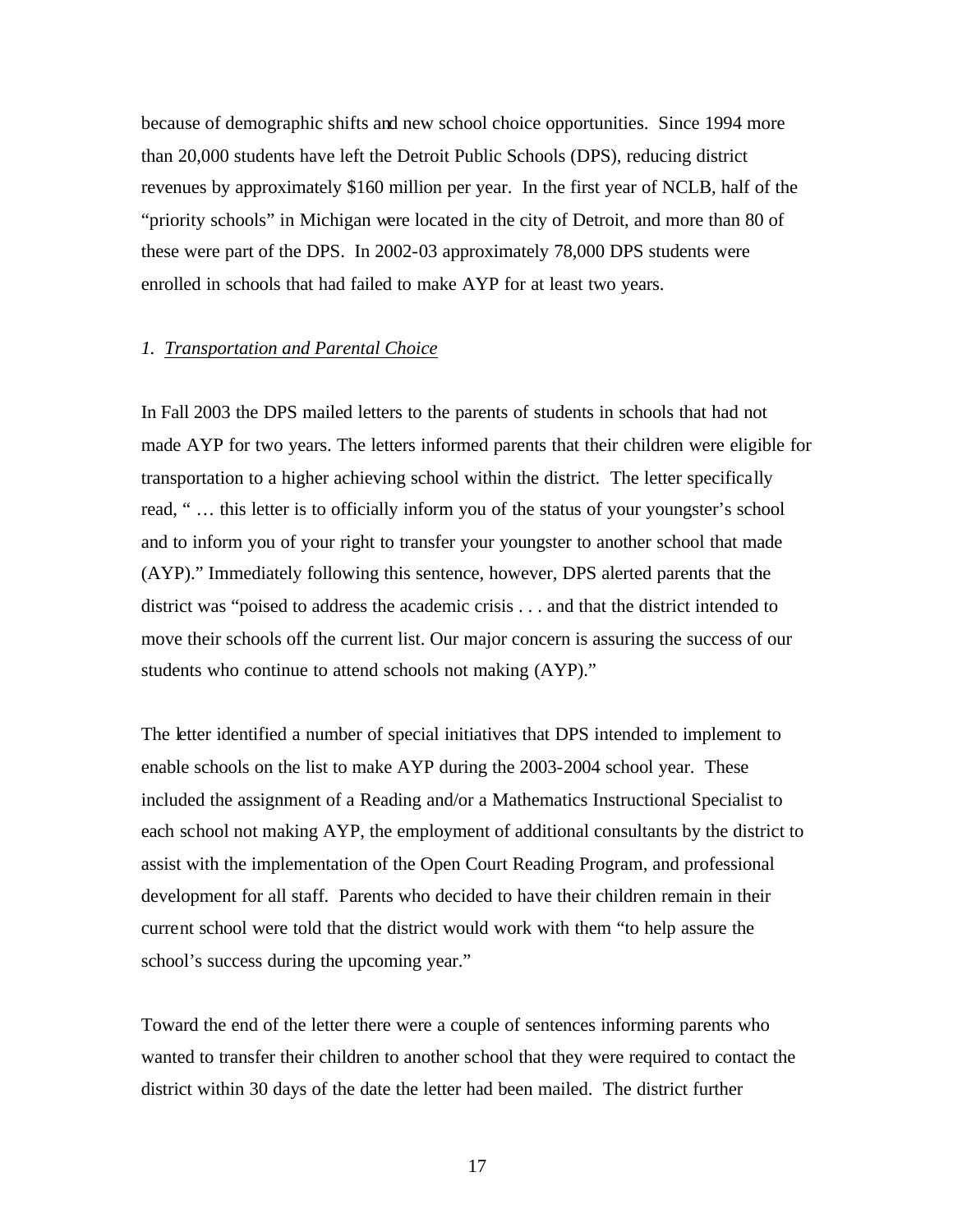because of demographic shifts and new school choice opportunities. Since 1994 more than 20,000 students have left the Detroit Public Schools (DPS), reducing district revenues by approximately $160 million per year. In the first year of NCLB, half of the "priority schools" in Michigan were located in the city of Detroit, and more than 80 of these were part of the DPS. In 2002-03 approximately 78,000 DPS students were enrolled in schools that had failed to make AYP for at least two years.

*1. Transportation and Parental Choice*

In Fall 2003 the DPS mailed letters to the parents of students in schools that had not made AYP for two years. The letters informed parents that their children were eligible for transportation to a higher achieving school within the district. The letter specifically read, " … this letter is to officially inform you of the status of your youngster's school and to inform you of your right to transfer your youngster to another school that made (AYP)." Immediately following this sentence, however, DPS alerted parents that the district was "poised to address the academic crisis . . . and that the district intended to move their schools off the current list. Our major concern is assuring the success of our students who continue to attend schools not making (AYP)."

The letter identified a number of special initiatives that DPS intended to implement to enable schools on the list to make AYP during the 2003-2004 school year. These included the assignment of a Reading and/or a Mathematics Instructional Specialist to each school not making AYP, the employment of additional consultants by the district to assist with the implementation of the Open Court Reading Program, and professional development for all staff. Parents who decided to have their children remain in their current school were told that the district would work with them "to help assure the school's success during the upcoming year."

Toward the end of the letter there were a couple of sentences informing parents who wanted to transfer their children to another school that they were required to contact the district within 30 days of the date the letter had been mailed. The district further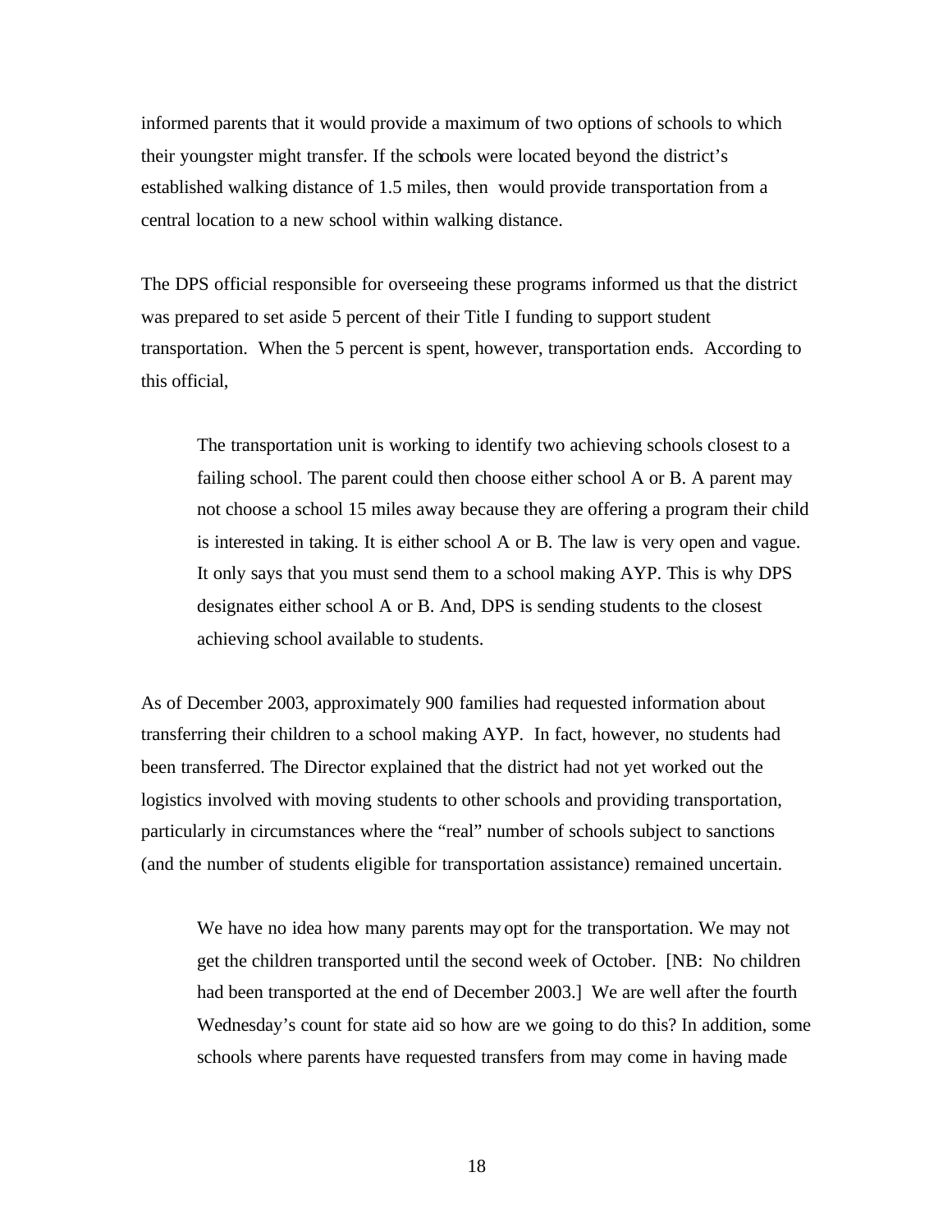informed parents that it would provide a maximum of two options of schools to which their youngster might transfer. If the schools were located beyond the district's established walking distance of 1.5 miles, then would provide transportation from a central location to a new school within walking distance.

The DPS official responsible for overseeing these programs informed us that the district was prepared to set aside 5 percent of their Title I funding to support student transportation. When the 5 percent is spent, however, transportation ends. According to this official,

> The transportation unit is working to identify two achieving schools closest to a failing school. The parent could then choose either school A or B. A parent may not choose a school 15 miles away because they are offering a program their child is interested in taking. It is either school A or B. The law is very open and vague. It only says that you must send them to a school making AYP. This is why DPS designates either school A or B. And, DPS is sending students to the closest achieving school available to students.

As of December 2003, approximately 900 families had requested information about transferring their children to a school making AYP. In fact, however, no students had been transferred. The Director explained that the district had not yet worked out the logistics involved with moving students to other schools and providing transportation, particularly in circumstances where the "real" number of schools subject to sanctions (and the number of students eligible for transportation assistance) remained uncertain.

> We have no idea how many parents may opt for the transportation. We may not get the children transported until the second week of October. [NB: No children had been transported at the end of December 2003.] We are well after the fourth Wednesday's count for state aid so how are we going to do this? In addition, some schools where parents have requested transfers from may come in having made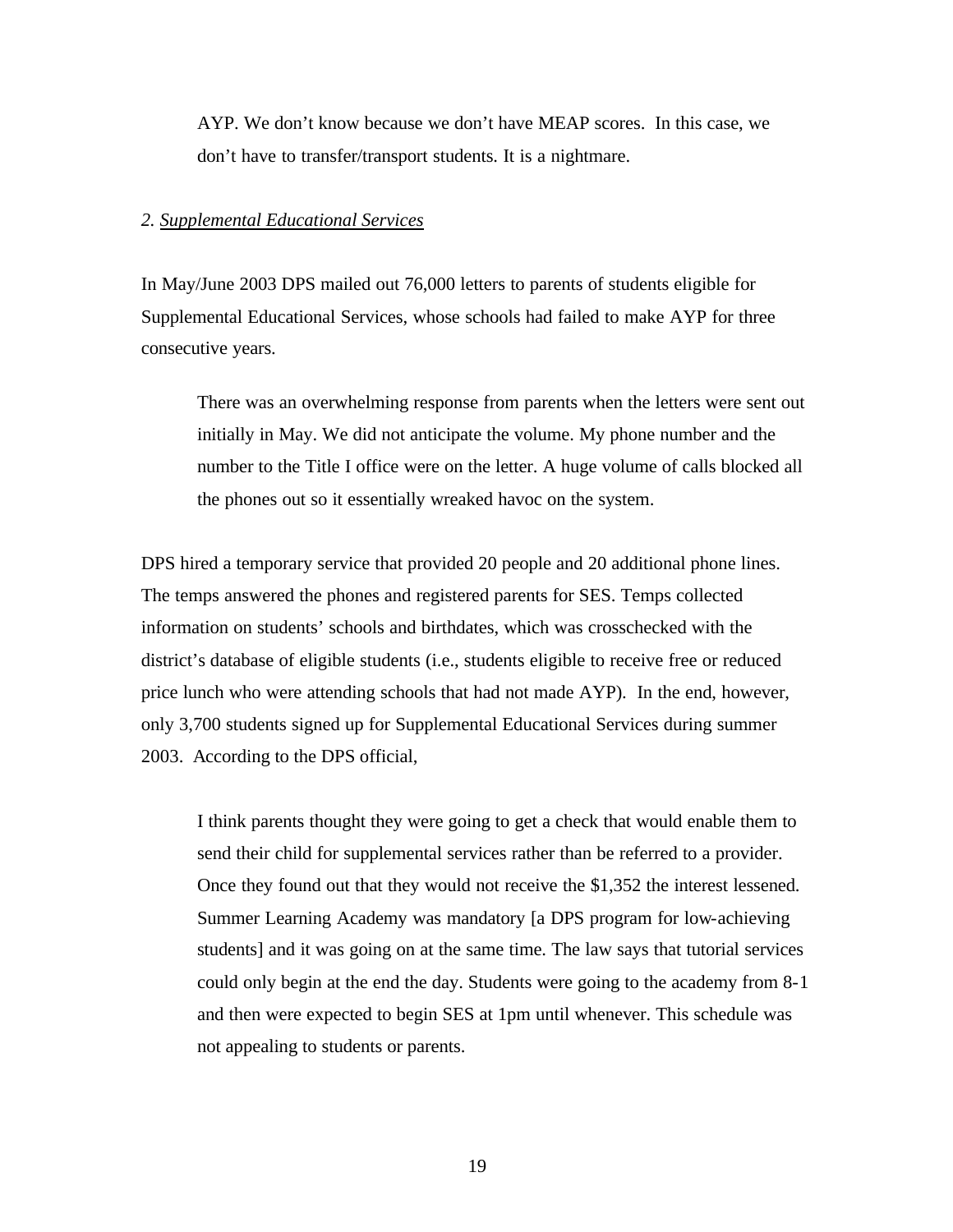AYP. We don't know because we don't have MEAP scores. In this case, we don't have to transfer/transport students. It is a nightmare.

*2. Supplemental Educational Services*

In May/June 2003 DPS mailed out 76,000 letters to parents of students eligible for Supplemental Educational Services, whose schools had failed to make AYP for three consecutive years.

> There was an overwhelming response from parents when the letters were sent out initially in May. We did not anticipate the volume. My phone number and the number to the Title I office were on the letter. A huge volume of calls blocked all the phones out so it essentially wreaked havoc on the system.

DPS hired a temporary service that provided 20 people and 20 additional phone lines. The temps answered the phones and registered parents for SES. Temps collected information on students' schools and birthdates, which was crosschecked with the district's database of eligible students (i.e., students eligible to receive free or reduced price lunch who were attending schools that had not made AYP). In the end, however, only 3,700 students signed up for Supplemental Educational Services during summer 2003. According to the DPS official,

> I think parents thought they were going to get a check that would enable them to send their child for supplemental services rather than be referred to a provider. Once they found out that they would not receive the $1,352 the interest lessened. Summer Learning Academy was mandatory [a DPS program for low-achieving students] and it was going on at the same time. The law says that tutorial services could only begin at the end the day. Students were going to the academy from 8-1 and then were expected to begin SES at 1pm until whenever. This schedule was not appealing to students or parents.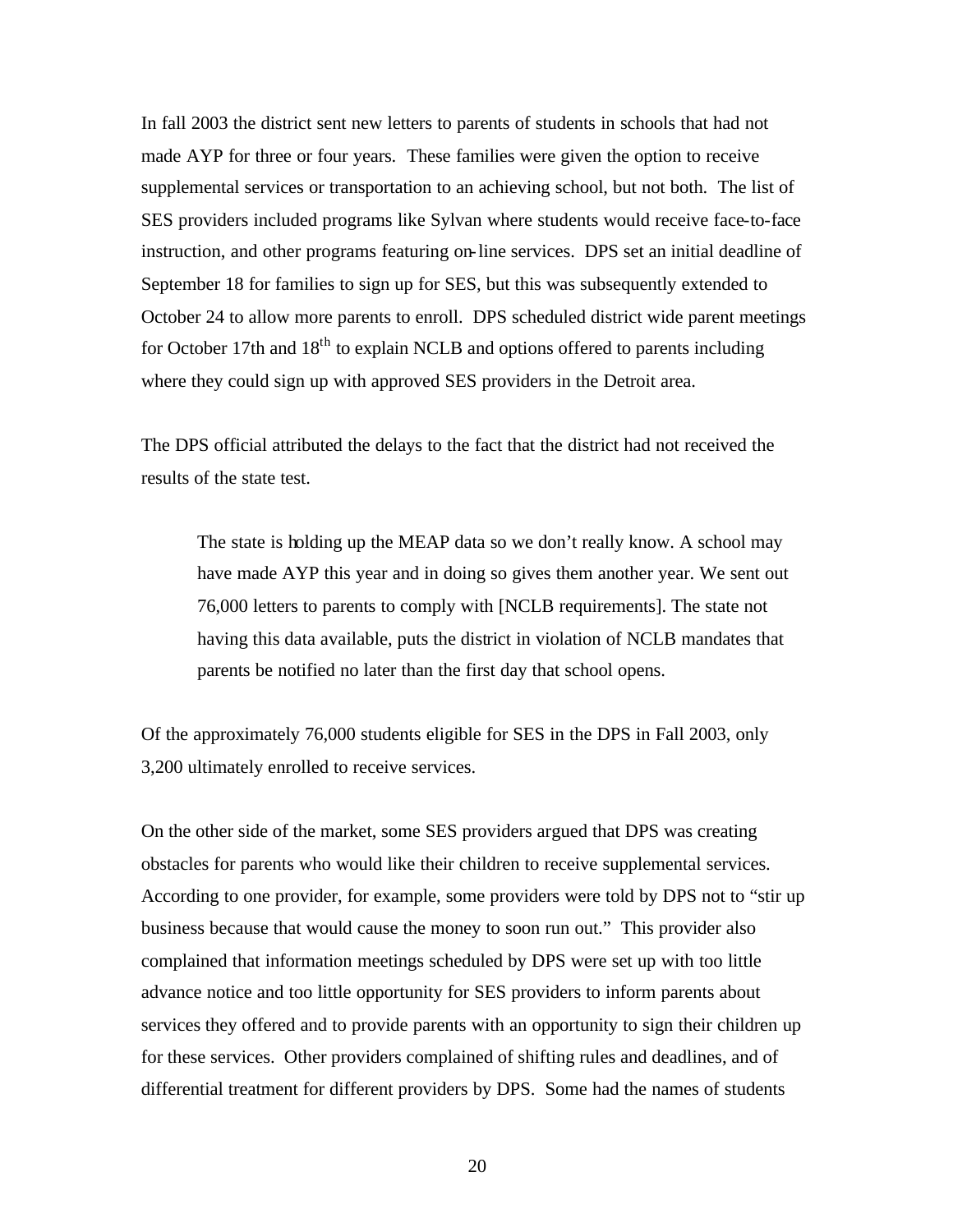In fall 2003 the district sent new letters to parents of students in schools that had not made AYP for three or four years. These families were given the option to receive supplemental services or transportation to an achieving school, but not both. The list of SES providers included programs like Sylvan where students would receive face-to-face instruction, and other programs featuring on-line services. DPS set an initial deadline of September 18 for families to sign up for SES, but this was subsequently extended to October 24 to allow more parents to enroll. DPS scheduled district wide parent meetings for October 17th and 18th to explain NCLB and options offered to parents including where they could sign up with approved SES providers in the Detroit area.

The DPS official attributed the delays to the fact that the district had not received the results of the state test.

> The state is holding up the MEAP data so we don't really know. A school may have made AYP this year and in doing so gives them another year. We sent out 76,000 letters to parents to comply with [NCLB requirements]. The state not having this data available, puts the district in violation of NCLB mandates that parents be notified no later than the first day that school opens.

Of the approximately 76,000 students eligible for SES in the DPS in Fall 2003, only 3,200 ultimately enrolled to receive services.

On the other side of the market, some SES providers argued that DPS was creating obstacles for parents who would like their children to receive supplemental services. According to one provider, for example, some providers were told by DPS not to "stir up business because that would cause the money to soon run out." This provider also complained that information meetings scheduled by DPS were set up with too little advance notice and too little opportunity for SES providers to inform parents about services they offered and to provide parents with an opportunity to sign their children up for these services. Other providers complained of shifting rules and deadlines, and of differential treatment for different providers by DPS. Some had the names of students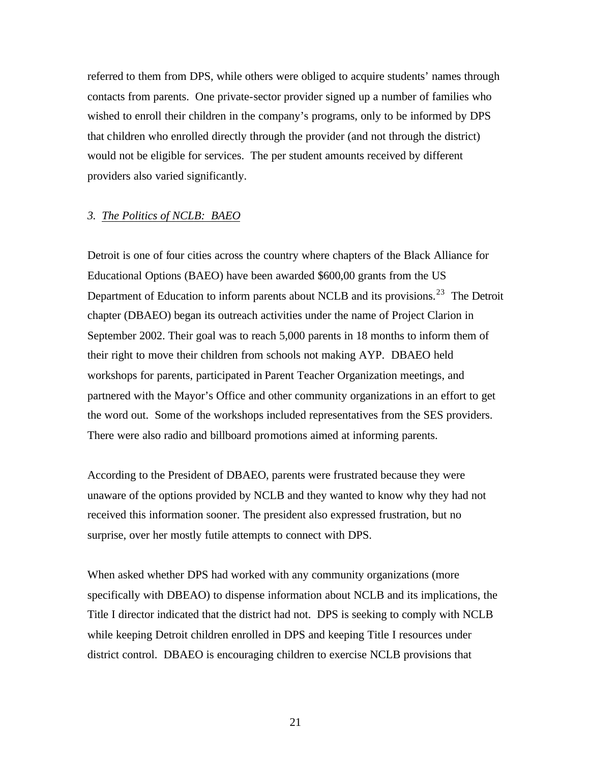referred to them from DPS, while others were obliged to acquire students' names through contacts from parents. One private-sector provider signed up a number of families who wished to enroll their children in the company's programs, only to be informed by DPS that children who enrolled directly through the provider (and not through the district) would not be eligible for services. The per student amounts received by different providers also varied significantly.

### *3. The Politics of NCLB: BAEO*

Detroit is one of four cities across the country where chapters of the Black Alliance for Educational Options (BAEO) have been awarded $600,00 grants from the US Department of Education to inform parents about NCLB and its provisions.[23] The Detroit chapter (DBAEO) began its outreach activities under the name of Project Clarion in September 2002. Their goal was to reach 5,000 parents in 18 months to inform them of their right to move their children from schools not making AYP. DBAEO held workshops for parents, participated in Parent Teacher Organization meetings, and partnered with the Mayor's Office and other community organizations in an effort to get the word out. Some of the workshops included representatives from the SES providers. There were also radio and billboard promotions aimed at informing parents.

According to the President of DBAEO, parents were frustrated because they were unaware of the options provided by NCLB and they wanted to know why they had not received this information sooner. The president also expressed frustration, but no surprise, over her mostly futile attempts to connect with DPS.

When asked whether DPS had worked with any community organizations (more specifically with DBEAO) to dispense information about NCLB and its implications, the Title I director indicated that the district had not. DPS is seeking to comply with NCLB while keeping Detroit children enrolled in DPS and keeping Title I resources under district control. DBAEO is encouraging children to exercise NCLB provisions that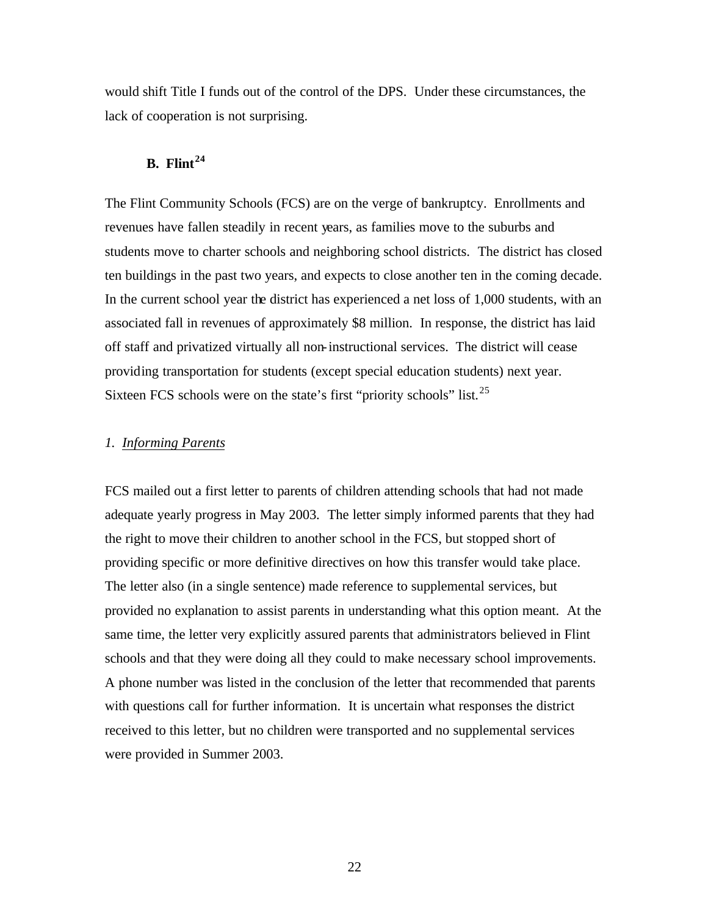would shift Title I funds out of the control of the DPS. Under these circumstances, the lack of cooperation is not surprising.

### B. Flint[24]

The Flint Community Schools (FCS) are on the verge of bankruptcy. Enrollments and revenues have fallen steadily in recent years, as families move to the suburbs and students move to charter schools and neighboring school districts. The district has closed ten buildings in the past two years, and expects to close another ten in the coming decade. In the current school year the district has experienced a net loss of 1,000 students, with an associated fall in revenues of approximately $8 million. In response, the district has laid off staff and privatized virtually all non-instructional services. The district will cease providing transportation for students (except special education students) next year. Sixteen FCS schools were on the state's first "priority schools" list.[25]

#### *1. Informing Parents*

FCS mailed out a first letter to parents of children attending schools that had not made adequate yearly progress in May 2003. The letter simply informed parents that they had the right to move their children to another school in the FCS, but stopped short of providing specific or more definitive directives on how this transfer would take place. The letter also (in a single sentence) made reference to supplemental services, but provided no explanation to assist parents in understanding what this option meant. At the same time, the letter very explicitly assured parents that administrators believed in Flint schools and that they were doing all they could to make necessary school improvements. A phone number was listed in the conclusion of the letter that recommended that parents with questions call for further information. It is uncertain what responses the district received to this letter, but no children were transported and no supplemental services were provided in Summer 2003.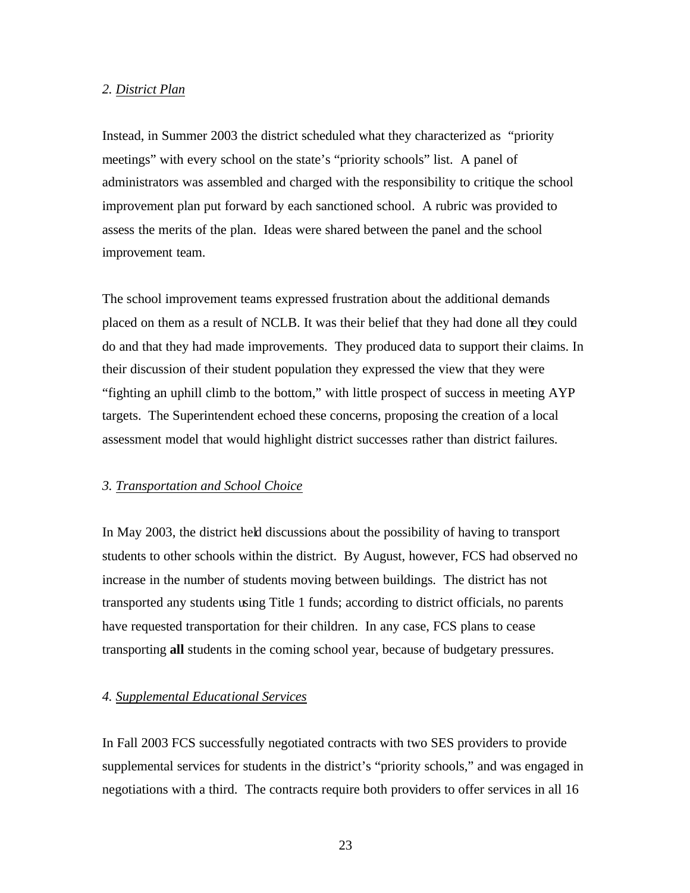*2. District Plan*

Instead, in Summer 2003 the district scheduled what they characterized as "priority meetings" with every school on the state's "priority schools" list. A panel of administrators was assembled and charged with the responsibility to critique the school improvement plan put forward by each sanctioned school. A rubric was provided to assess the merits of the plan. Ideas were shared between the panel and the school improvement team.

The school improvement teams expressed frustration about the additional demands placed on them as a result of NCLB. It was their belief that they had done all they could do and that they had made improvements. They produced data to support their claims. In their discussion of their student population they expressed the view that they were "fighting an uphill climb to the bottom," with little prospect of success in meeting AYP targets. The Superintendent echoed these concerns, proposing the creation of a local assessment model that would highlight district successes rather than district failures.

*3. Transportation and School Choice*

In May 2003, the district held discussions about the possibility of having to transport students to other schools within the district. By August, however, FCS had observed no increase in the number of students moving between buildings. The district has not transported any students using Title 1 funds; according to district officials, no parents have requested transportation for their children. In any case, FCS plans to cease transporting **all** students in the coming school year, because of budgetary pressures.

*4. Supplemental Educational Services*

In Fall 2003 FCS successfully negotiated contracts with two SES providers to provide supplemental services for students in the district's "priority schools," and was engaged in negotiations with a third. The contracts require both providers to offer services in all 16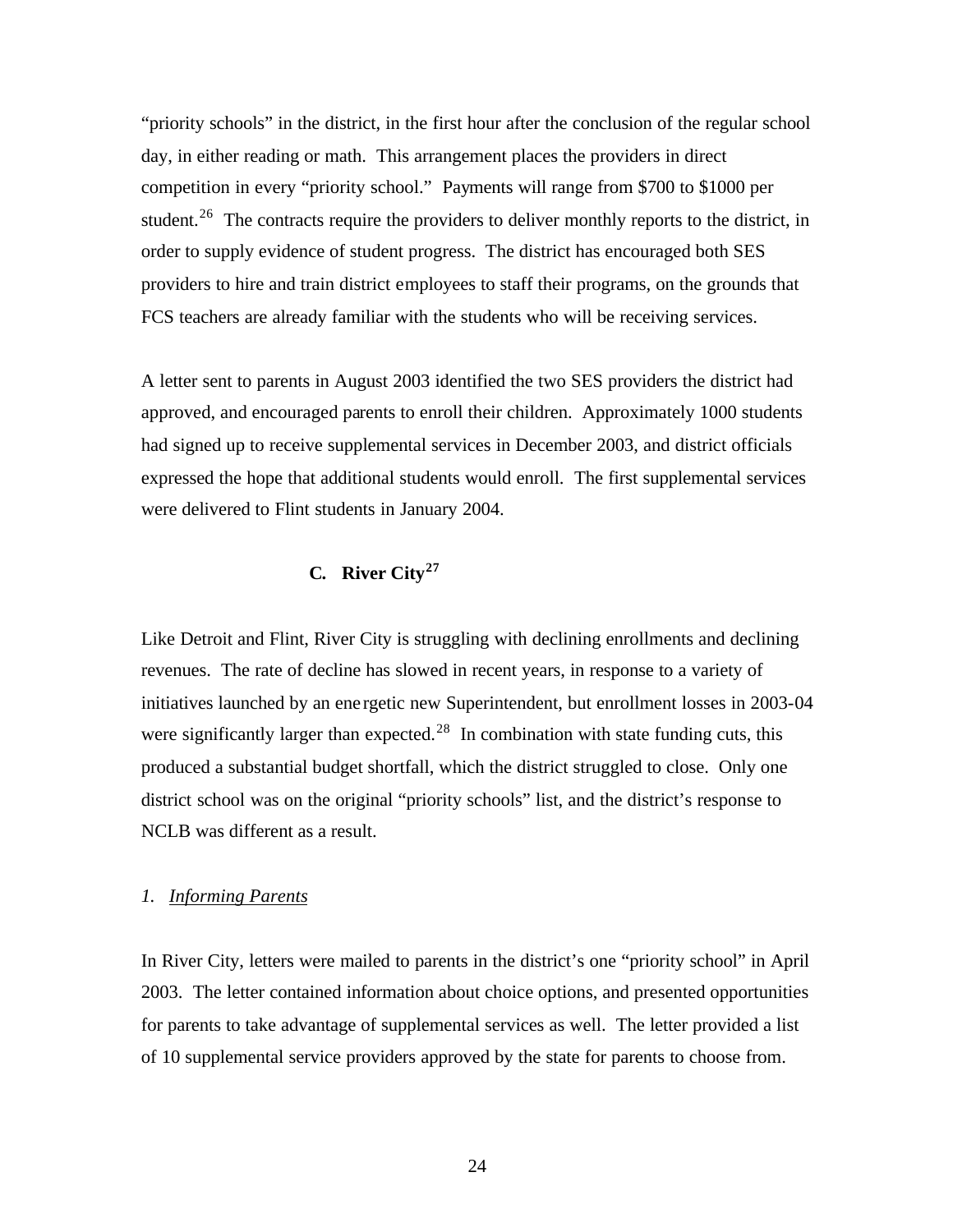"priority schools" in the district, in the first hour after the conclusion of the regular school day, in either reading or math. This arrangement places the providers in direct competition in every "priority school." Payments will range from $700 to $1000 per student.[26] The contracts require the providers to deliver monthly reports to the district, in order to supply evidence of student progress. The district has encouraged both SES providers to hire and train district employees to staff their programs, on the grounds that FCS teachers are already familiar with the students who will be receiving services.

A letter sent to parents in August 2003 identified the two SES providers the district had approved, and encouraged parents to enroll their children. Approximately 1000 students had signed up to receive supplemental services in December 2003, and district officials expressed the hope that additional students would enroll. The first supplemental services were delivered to Flint students in January 2004.

### C. River City[27]

Like Detroit and Flint, River City is struggling with declining enrollments and declining revenues. The rate of decline has slowed in recent years, in response to a variety of initiatives launched by an energetic new Superintendent, but enrollment losses in 2003-04 were significantly larger than expected.[28] In combination with state funding cuts, this produced a substantial budget shortfall, which the district struggled to close. Only one district school was on the original "priority schools" list, and the district's response to NCLB was different as a result.

#### *1. Informing Parents*

In River City, letters were mailed to parents in the district's one "priority school" in April 2003. The letter contained information about choice options, and presented opportunities for parents to take advantage of supplemental services as well. The letter provided a list of 10 supplemental service providers approved by the state for parents to choose from.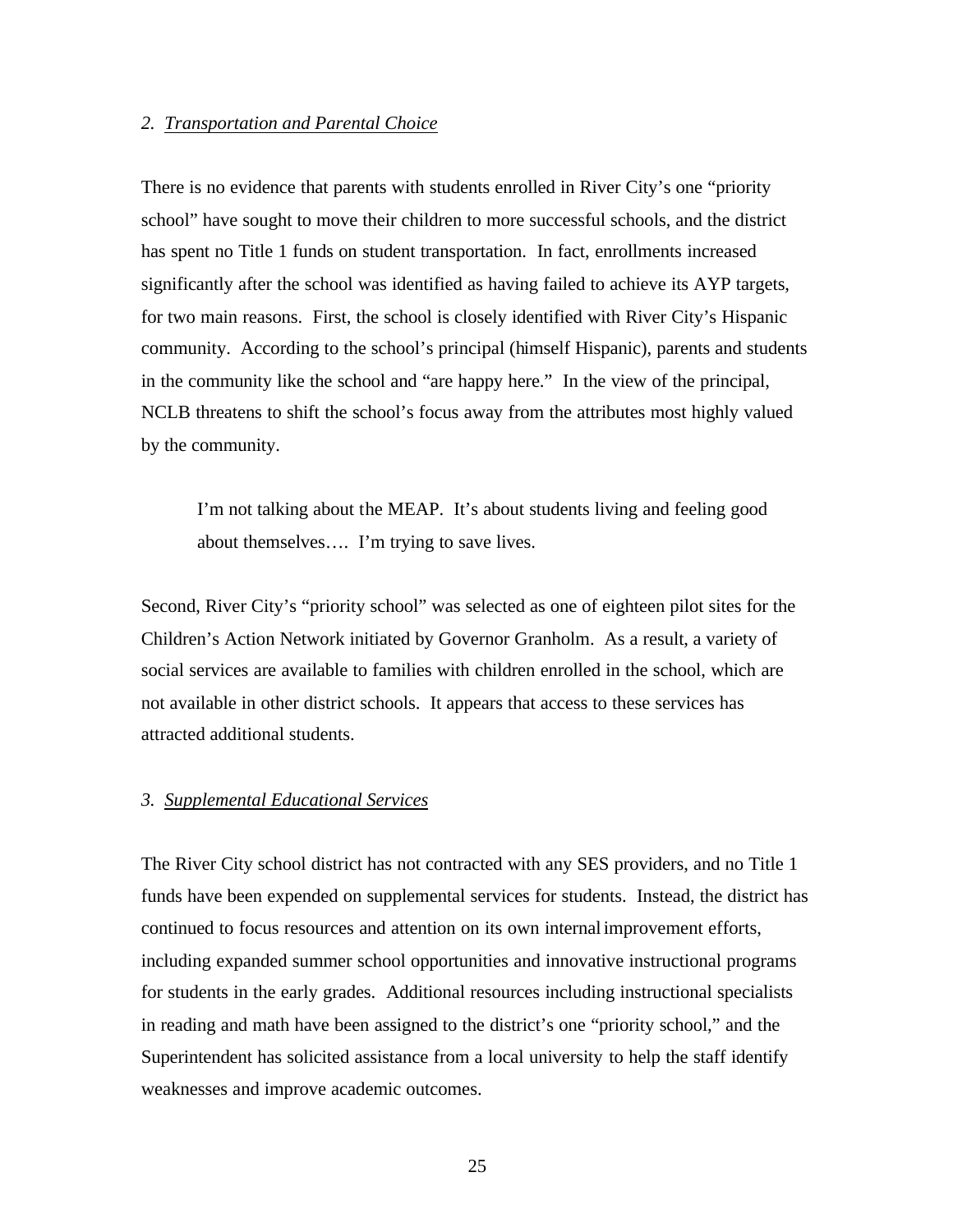*2. Transportation and Parental Choice*

There is no evidence that parents with students enrolled in River City's one "priority school" have sought to move their children to more successful schools, and the district has spent no Title 1 funds on student transportation. In fact, enrollments increased significantly after the school was identified as having failed to achieve its AYP targets, for two main reasons. First, the school is closely identified with River City's Hispanic community. According to the school's principal (himself Hispanic), parents and students in the community like the school and "are happy here." In the view of the principal, NCLB threatens to shift the school's focus away from the attributes most highly valued by the community.

> I'm not talking about the MEAP. It's about students living and feeling good about themselves…. I'm trying to save lives.

Second, River City's "priority school" was selected as one of eighteen pilot sites for the Children's Action Network initiated by Governor Granholm. As a result, a variety of social services are available to families with children enrolled in the school, which are not available in other district schools. It appears that access to these services has attracted additional students.

*3. Supplemental Educational Services*

The River City school district has not contracted with any SES providers, and no Title 1 funds have been expended on supplemental services for students. Instead, the district has continued to focus resources and attention on its own internal improvement efforts, including expanded summer school opportunities and innovative instructional programs for students in the early grades. Additional resources including instructional specialists in reading and math have been assigned to the district's one "priority school," and the Superintendent has solicited assistance from a local university to help the staff identify weaknesses and improve academic outcomes.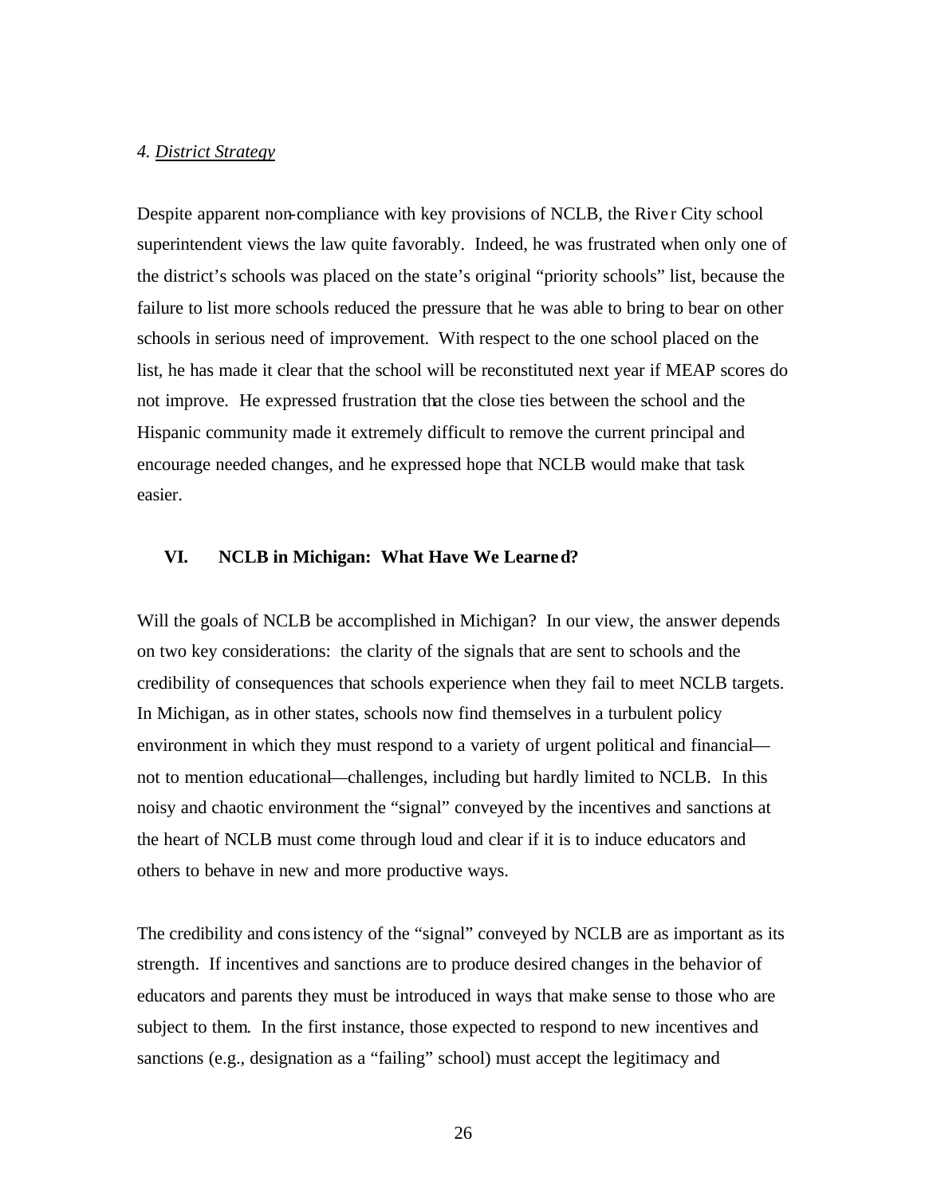*4. District Strategy*

Despite apparent non-compliance with key provisions of NCLB, the River City school superintendent views the law quite favorably. Indeed, he was frustrated when only one of the district's schools was placed on the state's original "priority schools" list, because the failure to list more schools reduced the pressure that he was able to bring to bear on other schools in serious need of improvement. With respect to the one school placed on the list, he has made it clear that the school will be reconstituted next year if MEAP scores do not improve. He expressed frustration that the close ties between the school and the Hispanic community made it extremely difficult to remove the current principal and encourage needed changes, and he expressed hope that NCLB would make that task easier.

## VI. NCLB in Michigan: What Have We Learned?

Will the goals of NCLB be accomplished in Michigan? In our view, the answer depends on two key considerations: the clarity of the signals that are sent to schools and the credibility of consequences that schools experience when they fail to meet NCLB targets. In Michigan, as in other states, schools now find themselves in a turbulent policy environment in which they must respond to a variety of urgent political and financial—not to mention educational—challenges, including but hardly limited to NCLB. In this noisy and chaotic environment the "signal" conveyed by the incentives and sanctions at the heart of NCLB must come through loud and clear if it is to induce educators and others to behave in new and more productive ways.

The credibility and consistency of the "signal" conveyed by NCLB are as important as its strength. If incentives and sanctions are to produce desired changes in the behavior of educators and parents they must be introduced in ways that make sense to those who are subject to them. In the first instance, those expected to respond to new incentives and sanctions (e.g., designation as a "failing" school) must accept the legitimacy and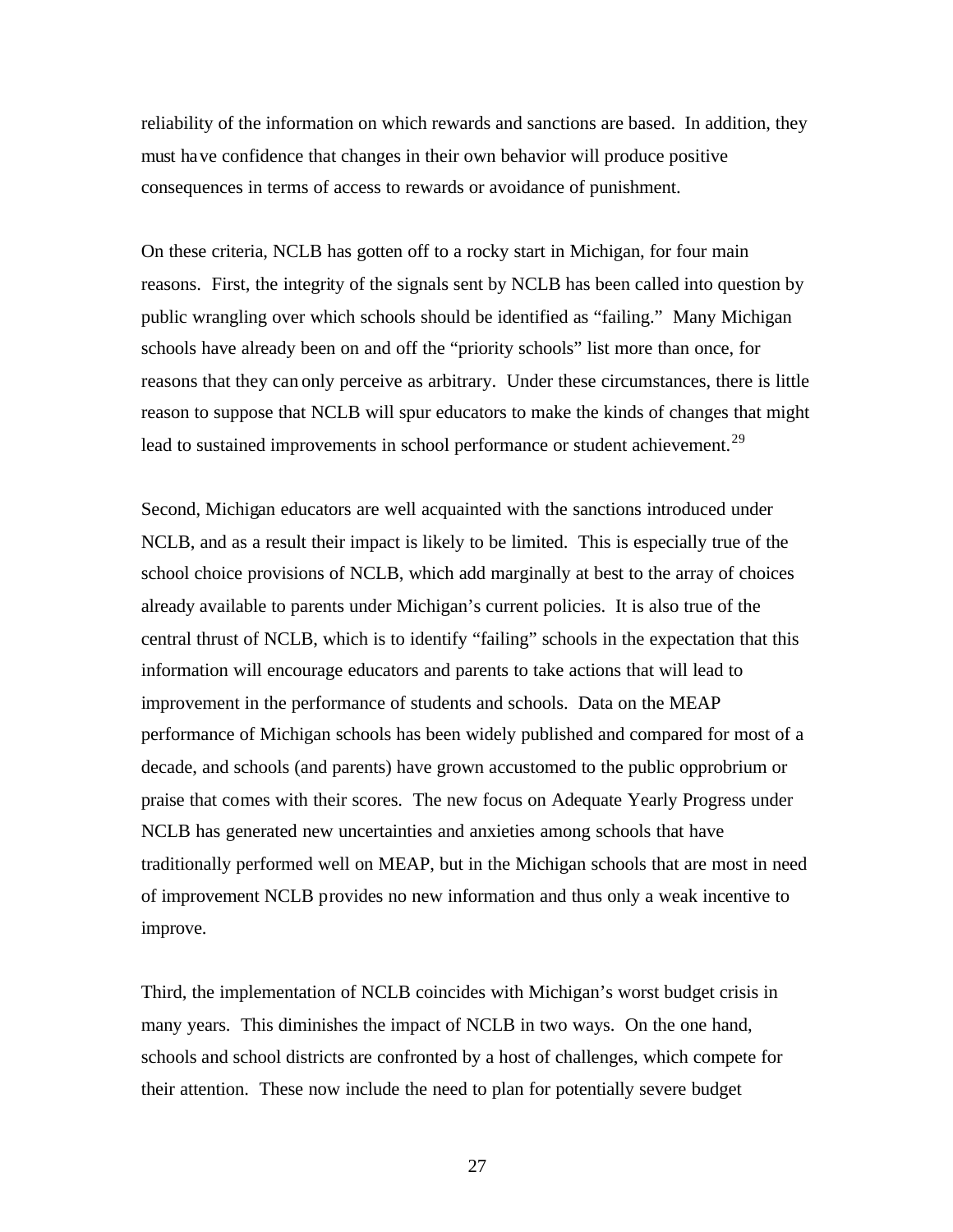reliability of the information on which rewards and sanctions are based. In addition, they must have confidence that changes in their own behavior will produce positive consequences in terms of access to rewards or avoidance of punishment.

On these criteria, NCLB has gotten off to a rocky start in Michigan, for four main reasons. First, the integrity of the signals sent by NCLB has been called into question by public wrangling over which schools should be identified as "failing." Many Michigan schools have already been on and off the "priority schools" list more than once, for reasons that they can only perceive as arbitrary. Under these circumstances, there is little reason to suppose that NCLB will spur educators to make the kinds of changes that might lead to sustained improvements in school performance or student achievement.[29]

Second, Michigan educators are well acquainted with the sanctions introduced under NCLB, and as a result their impact is likely to be limited. This is especially true of the school choice provisions of NCLB, which add marginally at best to the array of choices already available to parents under Michigan's current policies. It is also true of the central thrust of NCLB, which is to identify "failing" schools in the expectation that this information will encourage educators and parents to take actions that will lead to improvement in the performance of students and schools. Data on the MEAP performance of Michigan schools has been widely published and compared for most of a decade, and schools (and parents) have grown accustomed to the public opprobrium or praise that comes with their scores. The new focus on Adequate Yearly Progress under NCLB has generated new uncertainties and anxieties among schools that have traditionally performed well on MEAP, but in the Michigan schools that are most in need of improvement NCLB provides no new information and thus only a weak incentive to improve.

Third, the implementation of NCLB coincides with Michigan's worst budget crisis in many years. This diminishes the impact of NCLB in two ways. On the one hand, schools and school districts are confronted by a host of challenges, which compete for their attention. These now include the need to plan for potentially severe budget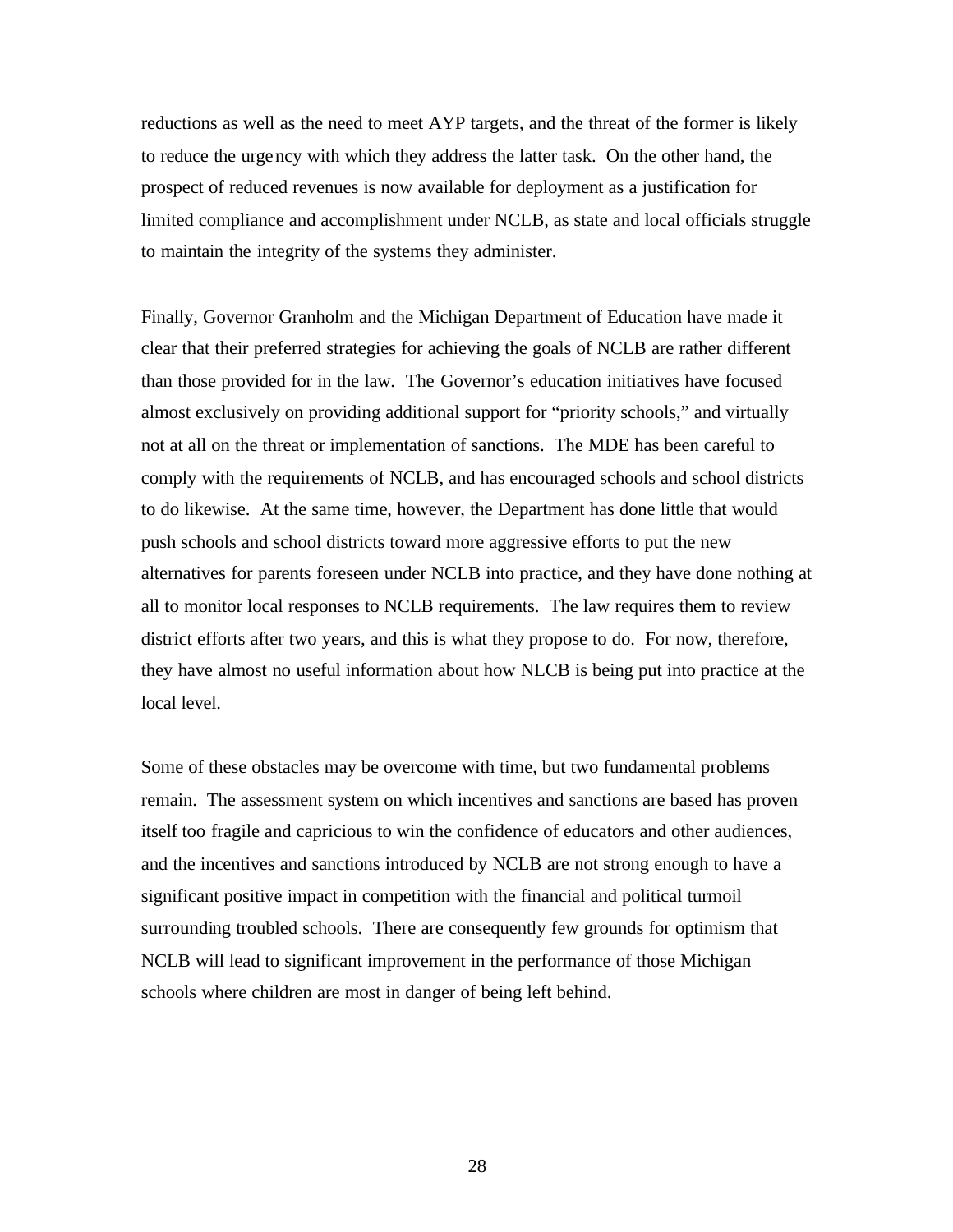reductions as well as the need to meet AYP targets, and the threat of the former is likely to reduce the urgency with which they address the latter task. On the other hand, the prospect of reduced revenues is now available for deployment as a justification for limited compliance and accomplishment under NCLB, as state and local officials struggle to maintain the integrity of the systems they administer.

Finally, Governor Granholm and the Michigan Department of Education have made it clear that their preferred strategies for achieving the goals of NCLB are rather different than those provided for in the law. The Governor's education initiatives have focused almost exclusively on providing additional support for "priority schools," and virtually not at all on the threat or implementation of sanctions. The MDE has been careful to comply with the requirements of NCLB, and has encouraged schools and school districts to do likewise. At the same time, however, the Department has done little that would push schools and school districts toward more aggressive efforts to put the new alternatives for parents foreseen under NCLB into practice, and they have done nothing at all to monitor local responses to NCLB requirements. The law requires them to review district efforts after two years, and this is what they propose to do. For now, therefore, they have almost no useful information about how NLCB is being put into practice at the local level.

Some of these obstacles may be overcome with time, but two fundamental problems remain. The assessment system on which incentives and sanctions are based has proven itself too fragile and capricious to win the confidence of educators and other audiences, and the incentives and sanctions introduced by NCLB are not strong enough to have a significant positive impact in competition with the financial and political turmoil surrounding troubled schools. There are consequently few grounds for optimism that NCLB will lead to significant improvement in the performance of those Michigan schools where children are most in danger of being left behind.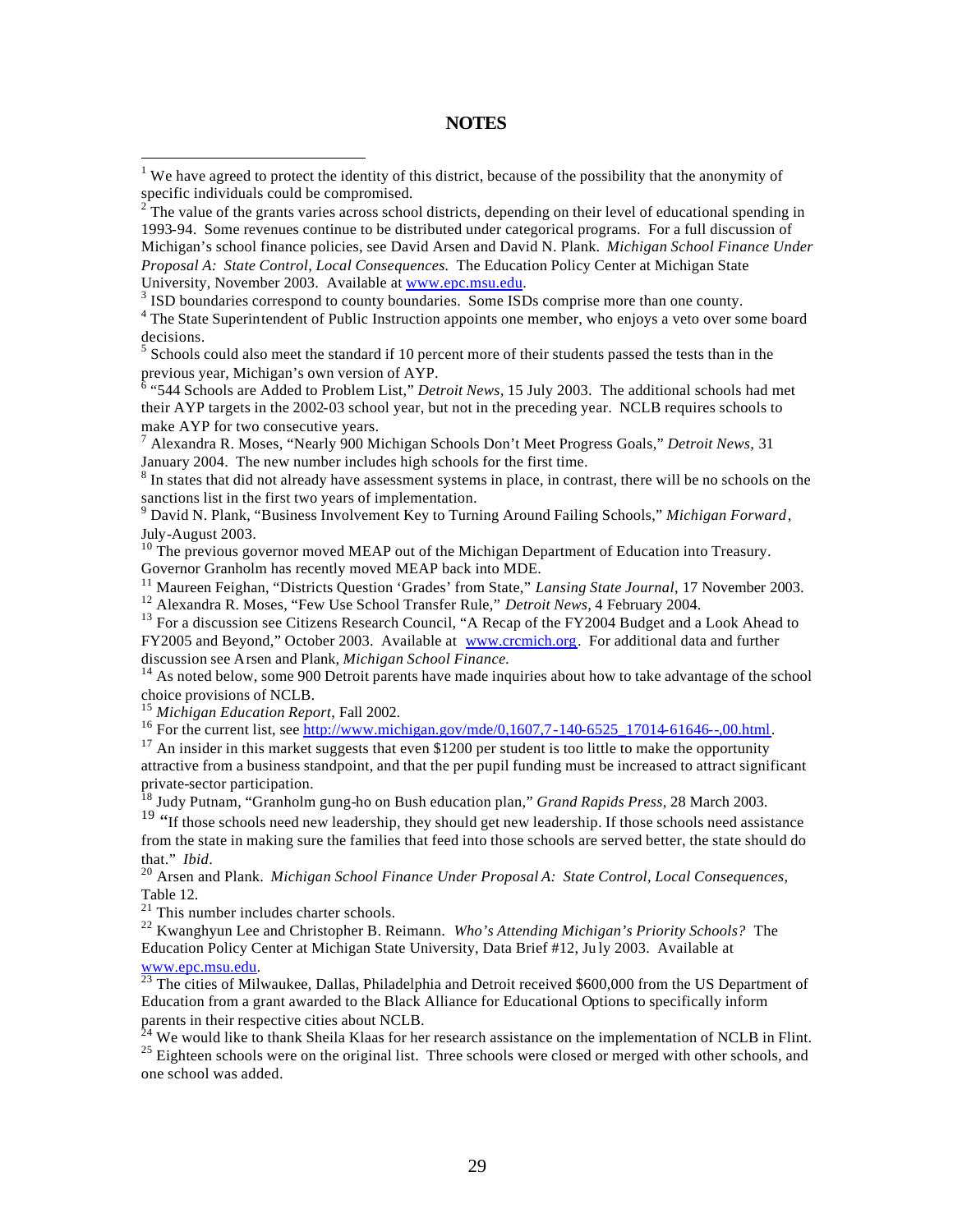# NOTES

[1] We have agreed to protect the identity of this district, because of the possibility that the anonymity of specific individuals could be compromised.

[2] The value of the grants varies across school districts, depending on their level of educational spending in 1993-94. Some revenues continue to be distributed under categorical programs. For a full discussion of Michigan's school finance policies, see David Arsen and David N. Plank. *Michigan School Finance Under Proposal A: State Control, Local Consequences.* The Education Policy Center at Michigan State University, November 2003. Available at www.epc.msu.edu.

[3] ISD boundaries correspond to county boundaries. Some ISDs comprise more than one county.

[4] The State Superintendent of Public Instruction appoints one member, who enjoys a veto over some board decisions.

[5] Schools could also meet the standard if 10 percent more of their students passed the tests than in the previous year, Michigan's own version of AYP.

[6] "544 Schools are Added to Problem List," *Detroit News*, 15 July 2003. The additional schools had met their AYP targets in the 2002-03 school year, but not in the preceding year. NCLB requires schools to make AYP for two consecutive years.

[7] Alexandra R. Moses, "Nearly 900 Michigan Schools Don't Meet Progress Goals," *Detroit News*, 31 January 2004. The new number includes high schools for the first time.

[8] In states that did not already have assessment systems in place, in contrast, there will be no schools on the sanctions list in the first two years of implementation.

[9] David N. Plank, "Business Involvement Key to Turning Around Failing Schools," *Michigan Forward*, July-August 2003.

[10] The previous governor moved MEAP out of the Michigan Department of Education into Treasury. Governor Granholm has recently moved MEAP back into MDE.

[11] Maureen Feighan, "Districts Question 'Grades' from State," *Lansing State Journal*, 17 November 2003.

[12] Alexandra R. Moses, "Few Use School Transfer Rule," *Detroit News*, 4 February 2004.

[13] For a discussion see Citizens Research Council, "A Recap of the FY2004 Budget and a Look Ahead to FY2005 and Beyond," October 2003. Available at www.crcmich.org. For additional data and further discussion see Arsen and Plank, *Michigan School Finance.*

[14] As noted below, some 900 Detroit parents have made inquiries about how to take advantage of the school choice provisions of NCLB.

[15] *Michigan Education Report*, Fall 2002.

[16] For the current list, see http://www.michigan.gov/mde/0,1607,7-140-6525_17014-61646--,00.html.

[17] An insider in this market suggests that even $1200 per student is too little to make the opportunity attractive from a business standpoint, and that the per pupil funding must be increased to attract significant private-sector participation.

[18] Judy Putnam, "Granholm gung-ho on Bush education plan," *Grand Rapids Press*, 28 March 2003.

[19] "If those schools need new leadership, they should get new leadership. If those schools need assistance from the state in making sure the families that feed into those schools are served better, the state should do that." *Ibid*.

[20] Arsen and Plank. *Michigan School Finance Under Proposal A: State Control, Local Consequences*, Table 12.

[21] This number includes charter schools.

[22] Kwanghyun Lee and Christopher B. Reimann. *Who's Attending Michigan's Priority Schools?* The Education Policy Center at Michigan State University, Data Brief #12, July 2003. Available at www.epc.msu.edu.

[23] The cities of Milwaukee, Dallas, Philadelphia and Detroit received $600,000 from the US Department of Education from a grant awarded to the Black Alliance for Educational Options to specifically inform parents in their respective cities about NCLB.

[24] We would like to thank Sheila Klaas for her research assistance on the implementation of NCLB in Flint.

[25] Eighteen schools were on the original list. Three schools were closed or merged with other schools, and one school was added.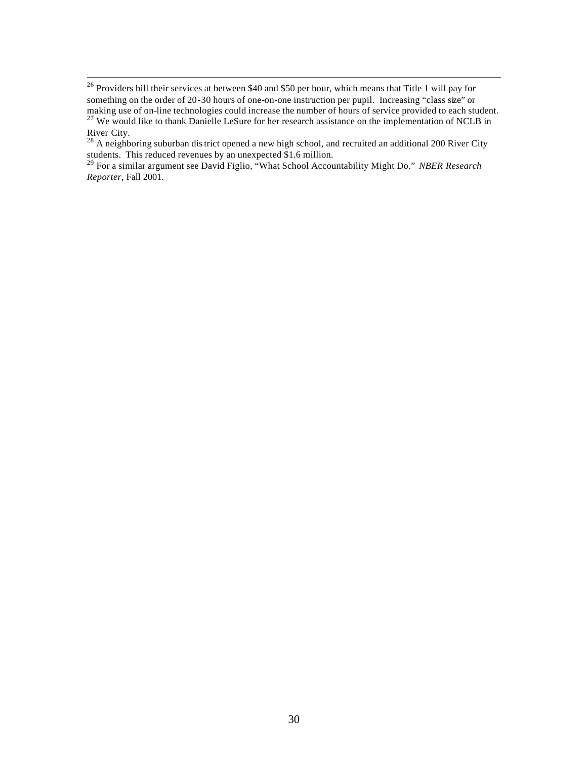[26] Providers bill their services at between $40 and $50 per hour, which means that Title 1 will pay for something on the order of 20-30 hours of one-on-one instruction per pupil. Increasing "class size" or making use of on-line technologies could increase the number of hours of service provided to each student.

[27] We would like to thank Danielle LeSure for her research assistance on the implementation of NCLB in River City.

[28] A neighboring suburban district opened a new high school, and recruited an additional 200 River City students. This reduced revenues by an unexpected $1.6 million.

[29] For a similar argument see David Figlio, "What School Accountability Might Do." *NBER Research Reporter*, Fall 2001.